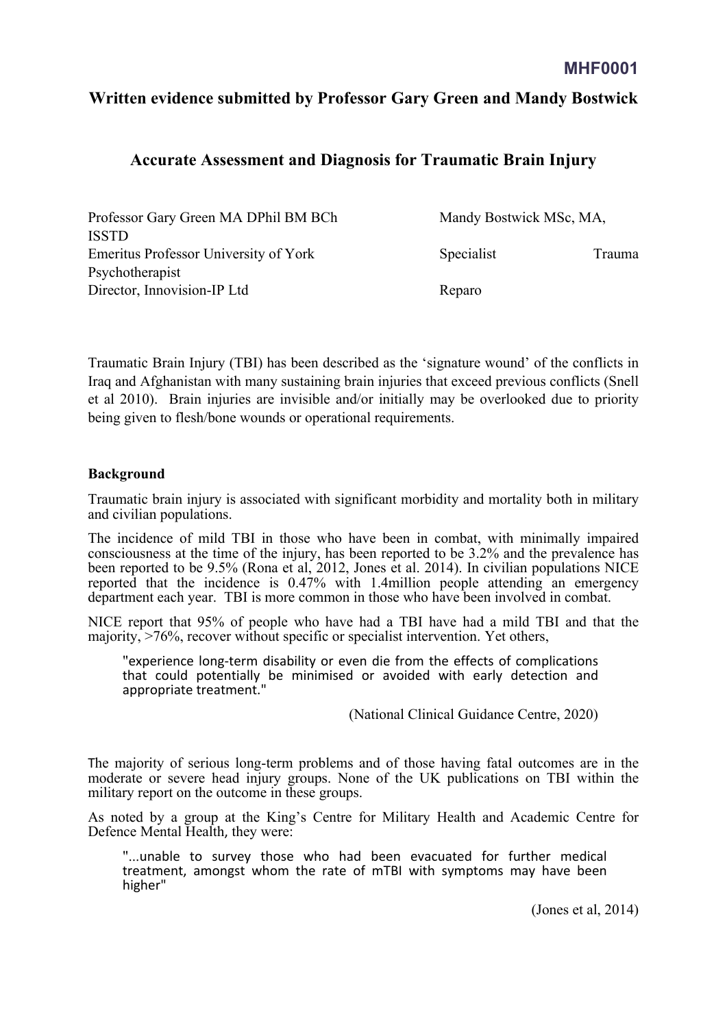**MHF0001**

# Written evidence submitted by Professor Gary Green and Mandy Bostwick

## Accurate Assessment and Diagnosis for Traumatic Brain Injury

Professor Gary Green MA DPhil BM BCh
Emeritus Professor University of York
Director, Innovision-IP Ltd

Mandy Bostwick MSc, MA, ISSTD
Specialist Trauma Psychotherapist
Reparo

Traumatic Brain Injury (TBI) has been described as the 'signature wound' of the conflicts in Iraq and Afghanistan with many sustaining brain injuries that exceed previous conflicts (Snell et al 2010). Brain injuries are invisible and/or initially may be overlooked due to priority being given to flesh/bone wounds or operational requirements.

**Background**

Traumatic brain injury is associated with significant morbidity and mortality both in military and civilian populations.

The incidence of mild TBI in those who have been in combat, with minimally impaired consciousness at the time of the injury, has been reported to be 3.2% and the prevalence has been reported to be 9.5% (Rona et al, 2012, Jones et al. 2014). In civilian populations NICE reported that the incidence is 0.47% with 1.4million people attending an emergency department each year. TBI is more common in those who have been involved in combat.

NICE report that 95% of people who have had a TBI have had a mild TBI and that the majority, >76%, recover without specific or specialist intervention. Yet others,

> "experience long-term disability or even die from the effects of complications that could potentially be minimised or avoided with early detection and appropriate treatment."
>
> (National Clinical Guidance Centre, 2020)

The majority of serious long-term problems and of those having fatal outcomes are in the moderate or severe head injury groups. None of the UK publications on TBI within the military report on the outcome in these groups.

As noted by a group at the King's Centre for Military Health and Academic Centre for Defence Mental Health, they were:

> "...unable to survey those who had been evacuated for further medical treatment, amongst whom the rate of mTBI with symptoms may have been higher"
>
> (Jones et al, 2014)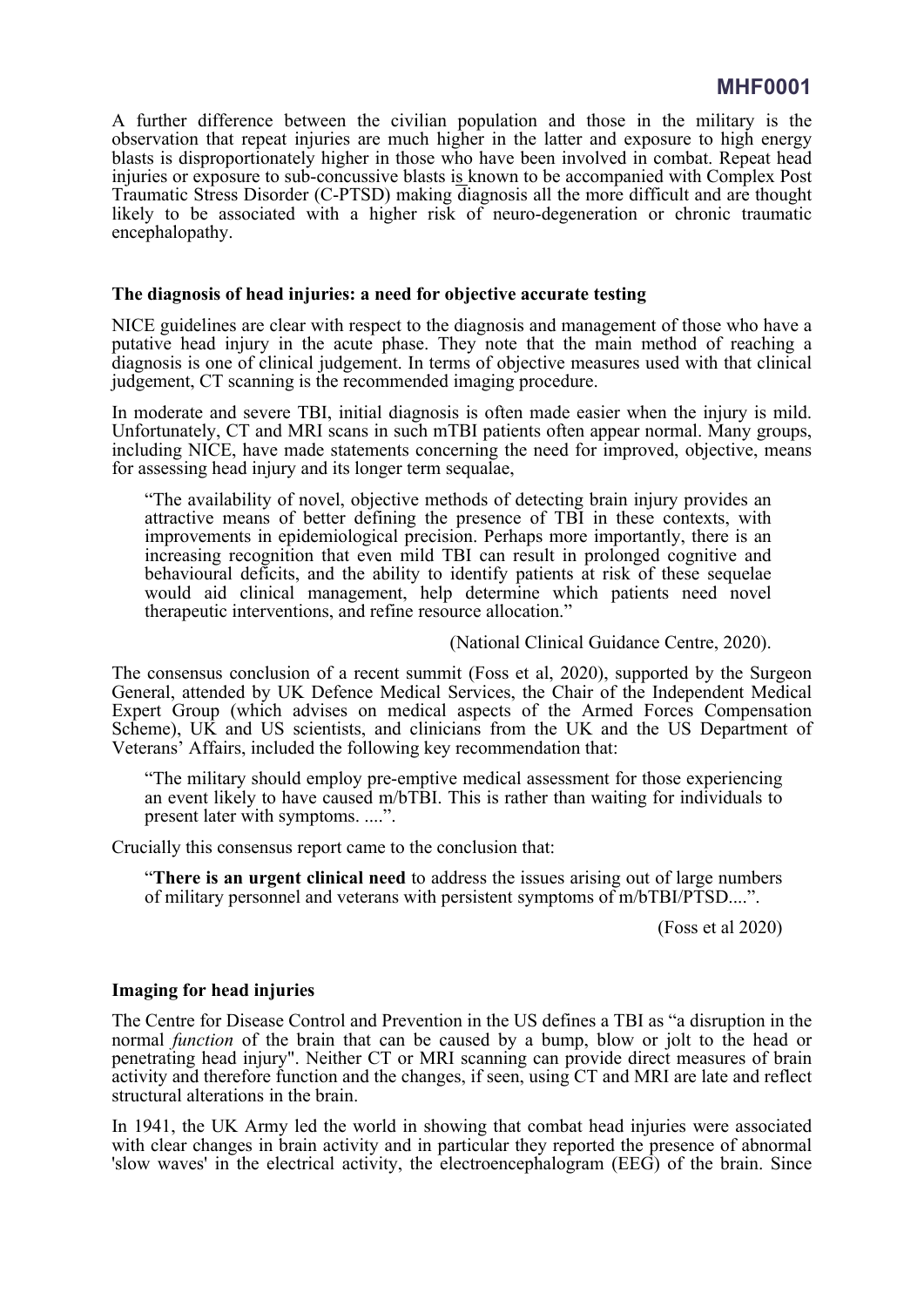A further difference between the civilian population and those in the military is the observation that repeat injuries are much higher in the latter and exposure to high energy blasts is disproportionately higher in those who have been involved in combat. Repeat head injuries or exposure to sub-concussive blasts is known to be accompanied with Complex Post Traumatic Stress Disorder (C-PTSD) making diagnosis all the more difficult and are thought likely to be associated with a higher risk of neuro-degeneration or chronic traumatic encephalopathy.

**The diagnosis of head injuries: a need for objective accurate testing**

NICE guidelines are clear with respect to the diagnosis and management of those who have a putative head injury in the acute phase. They note that the main method of reaching a diagnosis is one of clinical judgement. In terms of objective measures used with that clinical judgement, CT scanning is the recommended imaging procedure.

In moderate and severe TBI, initial diagnosis is often made easier when the injury is mild. Unfortunately, CT and MRI scans in such mTBI patients often appear normal. Many groups, including NICE, have made statements concerning the need for improved, objective, means for assessing head injury and its longer term sequalae,

> "The availability of novel, objective methods of detecting brain injury provides an attractive means of better defining the presence of TBI in these contexts, with improvements in epidemiological precision. Perhaps more importantly, there is an increasing recognition that even mild TBI can result in prolonged cognitive and behavioural deficits, and the ability to identify patients at risk of these sequelae would aid clinical management, help determine which patients need novel therapeutic interventions, and refine resource allocation."
>
> (National Clinical Guidance Centre, 2020).

The consensus conclusion of a recent summit (Foss et al, 2020), supported by the Surgeon General, attended by UK Defence Medical Services, the Chair of the Independent Medical Expert Group (which advises on medical aspects of the Armed Forces Compensation Scheme), UK and US scientists, and clinicians from the UK and the US Department of Veterans' Affairs, included the following key recommendation that:

> "The military should employ pre-emptive medical assessment for those experiencing an event likely to have caused m/bTBI. This is rather than waiting for individuals to present later with symptoms. ....".

Crucially this consensus report came to the conclusion that:

> "**There is an urgent clinical need** to address the issues arising out of large numbers of military personnel and veterans with persistent symptoms of m/bTBI/PTSD....".
>
> (Foss et al 2020)

**Imaging for head injuries**

The Centre for Disease Control and Prevention in the US defines a TBI as "a disruption in the normal *function* of the brain that can be caused by a bump, blow or jolt to the head or penetrating head injury". Neither CT or MRI scanning can provide direct measures of brain activity and therefore function and the changes, if seen, using CT and MRI are late and reflect structural alterations in the brain.

In 1941, the UK Army led the world in showing that combat head injuries were associated with clear changes in brain activity and in particular they reported the presence of abnormal 'slow waves' in the electrical activity, the electroencephalogram (EEG) of the brain. Since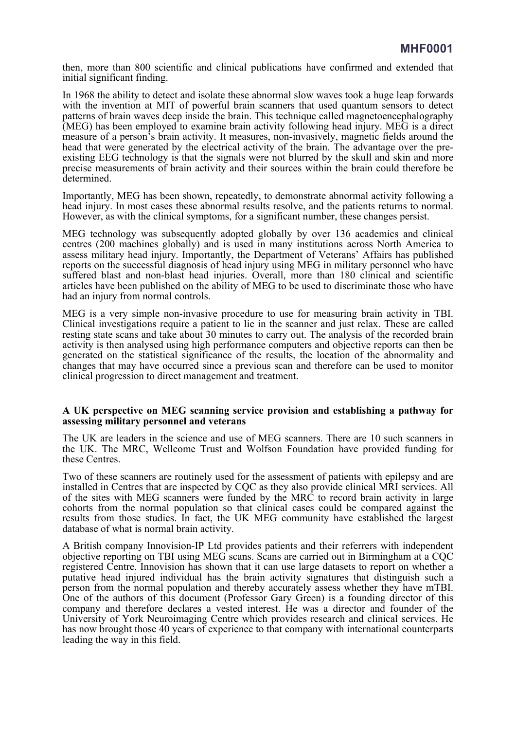then, more than 800 scientific and clinical publications have confirmed and extended that initial significant finding.

In 1968 the ability to detect and isolate these abnormal slow waves took a huge leap forwards with the invention at MIT of powerful brain scanners that used quantum sensors to detect patterns of brain waves deep inside the brain. This technique called magnetoencephalography (MEG) has been employed to examine brain activity following head injury. MEG is a direct measure of a person's brain activity. It measures, non-invasively, magnetic fields around the head that were generated by the electrical activity of the brain. The advantage over the pre-existing EEG technology is that the signals were not blurred by the skull and skin and more precise measurements of brain activity and their sources within the brain could therefore be determined.

Importantly, MEG has been shown, repeatedly, to demonstrate abnormal activity following a head injury. In most cases these abnormal results resolve, and the patients returns to normal. However, as with the clinical symptoms, for a significant number, these changes persist.

MEG technology was subsequently adopted globally by over 136 academics and clinical centres (200 machines globally) and is used in many institutions across North America to assess military head injury. Importantly, the Department of Veterans' Affairs has published reports on the successful diagnosis of head injury using MEG in military personnel who have suffered blast and non-blast head injuries. Overall, more than 180 clinical and scientific articles have been published on the ability of MEG to be used to discriminate those who have had an injury from normal controls.

MEG is a very simple non-invasive procedure to use for measuring brain activity in TBI. Clinical investigations require a patient to lie in the scanner and just relax. These are called resting state scans and take about 30 minutes to carry out. The analysis of the recorded brain activity is then analysed using high performance computers and objective reports can then be generated on the statistical significance of the results, the location of the abnormality and changes that may have occurred since a previous scan and therefore can be used to monitor clinical progression to direct management and treatment.

**A UK perspective on MEG scanning service provision and establishing a pathway for assessing military personnel and veterans**

The UK are leaders in the science and use of MEG scanners. There are 10 such scanners in the UK. The MRC, Wellcome Trust and Wolfson Foundation have provided funding for these Centres.

Two of these scanners are routinely used for the assessment of patients with epilepsy and are installed in Centres that are inspected by CQC as they also provide clinical MRI services. All of the sites with MEG scanners were funded by the MRC to record brain activity in large cohorts from the normal population so that clinical cases could be compared against the results from those studies. In fact, the UK MEG community have established the largest database of what is normal brain activity.

A British company Innovision-IP Ltd provides patients and their referrers with independent objective reporting on TBI using MEG scans. Scans are carried out in Birmingham at a CQC registered Centre. Innovision has shown that it can use large datasets to report on whether a putative head injured individual has the brain activity signatures that distinguish such a person from the normal population and thereby accurately assess whether they have mTBI. One of the authors of this document (Professor Gary Green) is a founding director of this company and therefore declares a vested interest. He was a director and founder of the University of York Neuroimaging Centre which provides research and clinical services. He has now brought those 40 years of experience to that company with international counterparts leading the way in this field.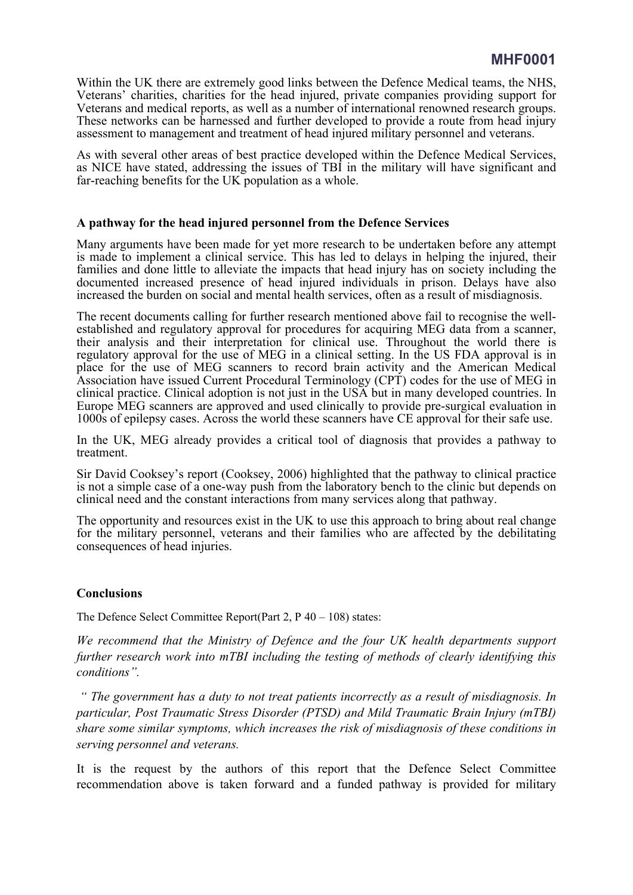Within the UK there are extremely good links between the Defence Medical teams, the NHS, Veterans' charities, charities for the head injured, private companies providing support for Veterans and medical reports, as well as a number of international renowned research groups. These networks can be harnessed and further developed to provide a route from head injury assessment to management and treatment of head injured military personnel and veterans.

As with several other areas of best practice developed within the Defence Medical Services, as NICE have stated, addressing the issues of TBI in the military will have significant and far-reaching benefits for the UK population as a whole.

**A pathway for the head injured personnel from the Defence Services**

Many arguments have been made for yet more research to be undertaken before any attempt is made to implement a clinical service. This has led to delays in helping the injured, their families and done little to alleviate the impacts that head injury has on society including the documented increased presence of head injured individuals in prison. Delays have also increased the burden on social and mental health services, often as a result of misdiagnosis.

The recent documents calling for further research mentioned above fail to recognise the well-established and regulatory approval for procedures for acquiring MEG data from a scanner, their analysis and their interpretation for clinical use. Throughout the world there is regulatory approval for the use of MEG in a clinical setting. In the US FDA approval is in place for the use of MEG scanners to record brain activity and the American Medical Association have issued Current Procedural Terminology (CPT) codes for the use of MEG in clinical practice. Clinical adoption is not just in the USA but in many developed countries. In Europe MEG scanners are approved and used clinically to provide pre-surgical evaluation in 1000s of epilepsy cases. Across the world these scanners have CE approval for their safe use.

In the UK, MEG already provides a critical tool of diagnosis that provides a pathway to treatment.

Sir David Cooksey's report (Cooksey, 2006) highlighted that the pathway to clinical practice is not a simple case of a one-way push from the laboratory bench to the clinic but depends on clinical need and the constant interactions from many services along that pathway.

The opportunity and resources exist in the UK to use this approach to bring about real change for the military personnel, veterans and their families who are affected by the debilitating consequences of head injuries.

**Conclusions**

The Defence Select Committee Report(Part 2, P 40 – 108) states:

*We recommend that the Ministry of Defence and the four UK health departments support further research work into mTBI including the testing of methods of clearly identifying this conditions".*

*" The government has a duty to not treat patients incorrectly as a result of misdiagnosis. In particular, Post Traumatic Stress Disorder (PTSD) and Mild Traumatic Brain Injury (mTBI) share some similar symptoms, which increases the risk of misdiagnosis of these conditions in serving personnel and veterans.*

It is the request by the authors of this report that the Defence Select Committee recommendation above is taken forward and a funded pathway is provided for military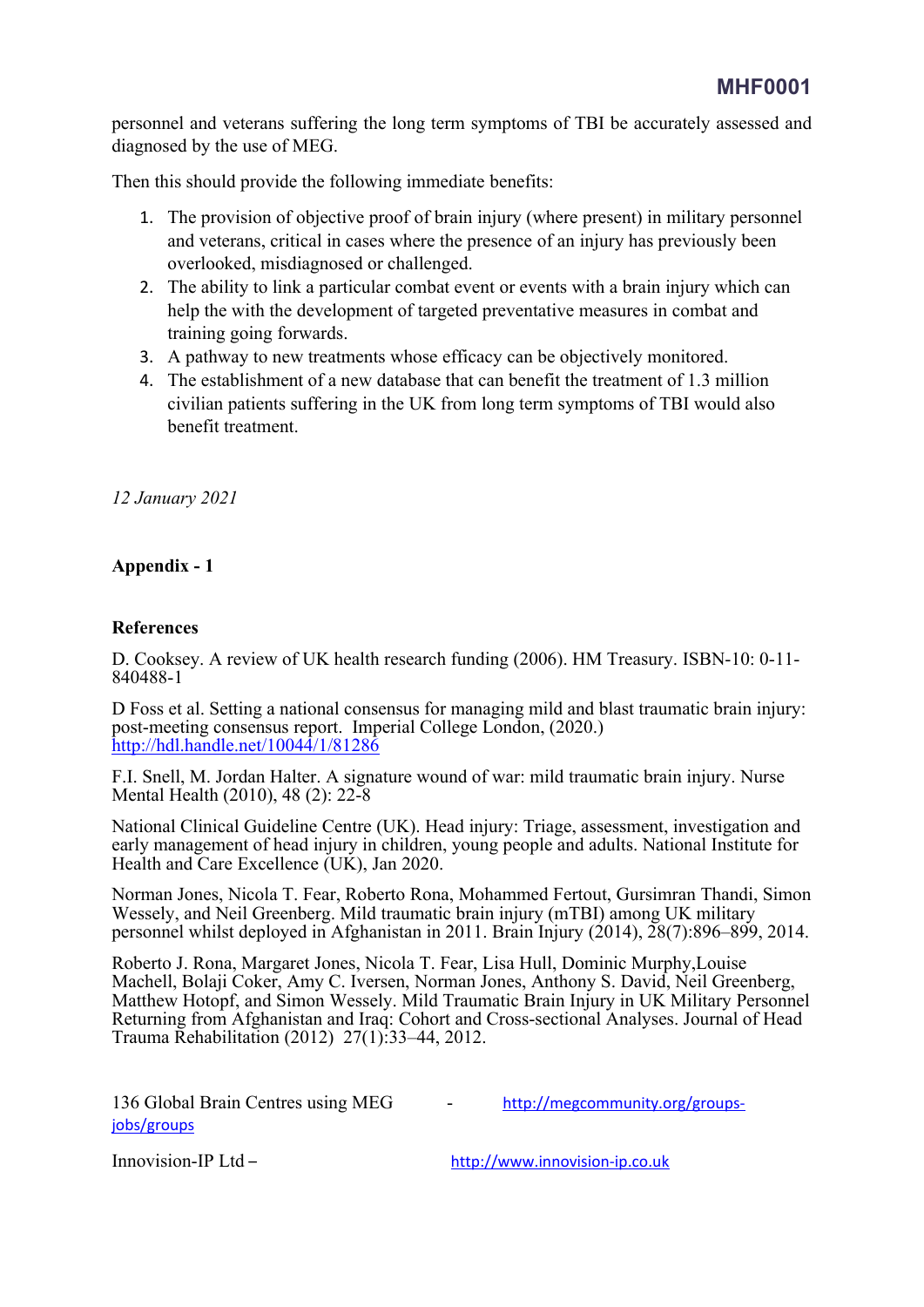personnel and veterans suffering the long term symptoms of TBI be accurately assessed and diagnosed by the use of MEG.

Then this should provide the following immediate benefits:

1. The provision of objective proof of brain injury (where present) in military personnel and veterans, critical in cases where the presence of an injury has previously been overlooked, misdiagnosed or challenged.
2. The ability to link a particular combat event or events with a brain injury which can help the with the development of targeted preventative measures in combat and training going forwards.
3. A pathway to new treatments whose efficacy can be objectively monitored.
4. The establishment of a new database that can benefit the treatment of 1.3 million civilian patients suffering in the UK from long term symptoms of TBI would also benefit treatment.

*12 January 2021*

**Appendix - 1**

**References**

D. Cooksey. A review of UK health research funding (2006). HM Treasury. ISBN-10: 0-11-840488-1

D Foss et al. Setting a national consensus for managing mild and blast traumatic brain injury: post-meeting consensus report. Imperial College London, (2020.) http://hdl.handle.net/10044/1/81286

F.I. Snell, M. Jordan Halter. A signature wound of war: mild traumatic brain injury. Nurse Mental Health (2010), 48 (2): 22-8

National Clinical Guideline Centre (UK). Head injury: Triage, assessment, investigation and early management of head injury in children, young people and adults. National Institute for Health and Care Excellence (UK), Jan 2020.

Norman Jones, Nicola T. Fear, Roberto Rona, Mohammed Fertout, Gursimran Thandi, Simon Wessely, and Neil Greenberg. Mild traumatic brain injury (mTBI) among UK military personnel whilst deployed in Afghanistan in 2011. Brain Injury (2014), 28(7):896–899, 2014.

Roberto J. Rona, Margaret Jones, Nicola T. Fear, Lisa Hull, Dominic Murphy,Louise Machell, Bolaji Coker, Amy C. Iversen, Norman Jones, Anthony S. David, Neil Greenberg, Matthew Hotopf, and Simon Wessely. Mild Traumatic Brain Injury in UK Military Personnel Returning from Afghanistan and Iraq: Cohort and Cross-sectional Analyses. Journal of Head Trauma Rehabilitation (2012) 27(1):33–44, 2012.

136 Global Brain Centres using MEG - http://megcommunity.org/groups-jobs/groups

Innovision-IP Ltd – http://www.innovision-ip.co.uk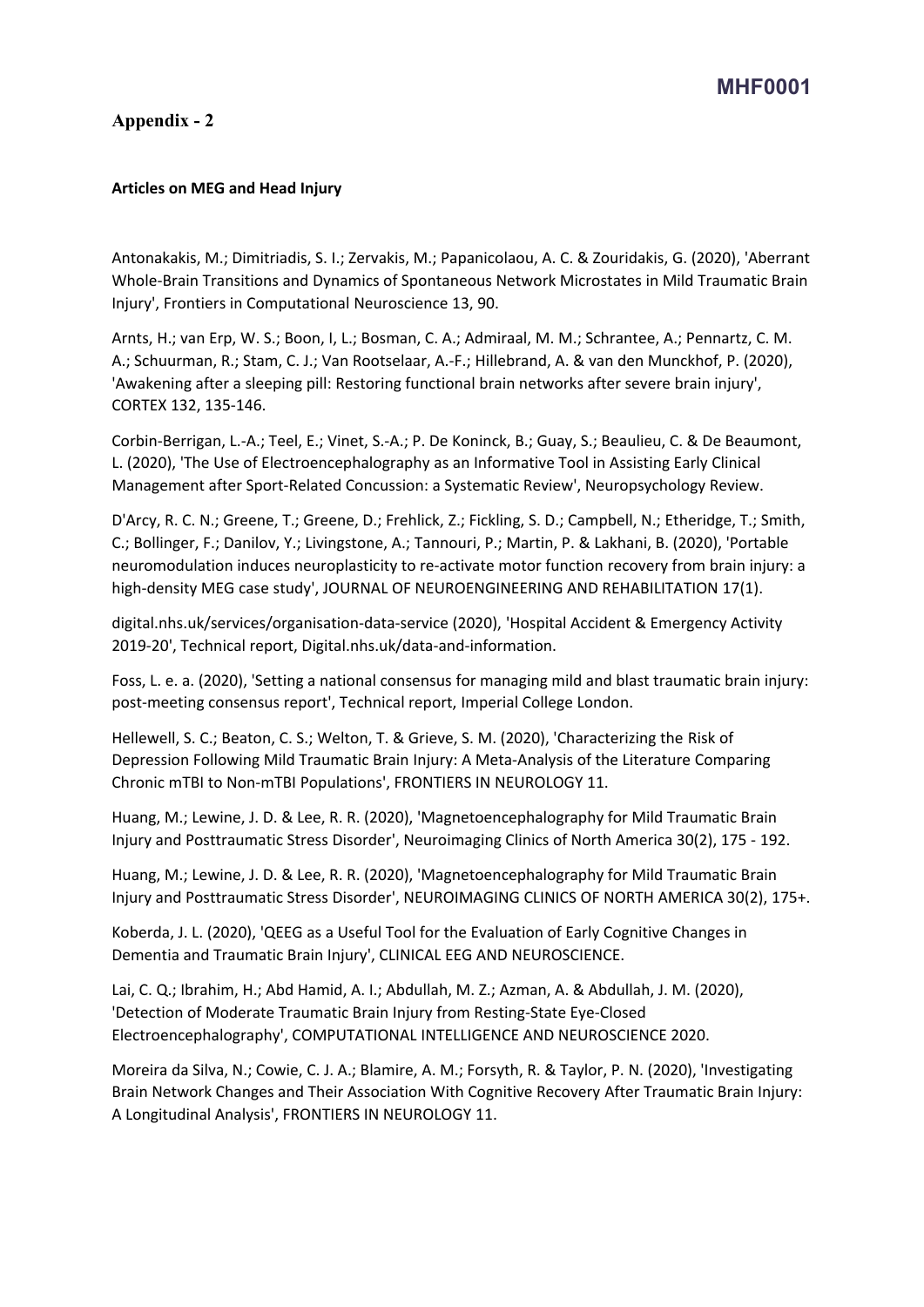MHF0001

## Appendix - 2

**Articles on MEG and Head Injury**

Antonakakis, M.; Dimitriadis, S. I.; Zervakis, M.; Papanicolaou, A. C. & Zouridakis, G. (2020), 'Aberrant Whole-Brain Transitions and Dynamics of Spontaneous Network Microstates in Mild Traumatic Brain Injury', Frontiers in Computational Neuroscience 13, 90.

Arnts, H.; van Erp, W. S.; Boon, I, L.; Bosman, C. A.; Admiraal, M. M.; Schrantee, A.; Pennartz, C. M. A.; Schuurman, R.; Stam, C. J.; Van Rootselaar, A.-F.; Hillebrand, A. & van den Munckhof, P. (2020), 'Awakening after a sleeping pill: Restoring functional brain networks after severe brain injury', CORTEX 132, 135-146.

Corbin-Berrigan, L.-A.; Teel, E.; Vinet, S.-A.; P. De Koninck, B.; Guay, S.; Beaulieu, C. & De Beaumont, L. (2020), 'The Use of Electroencephalography as an Informative Tool in Assisting Early Clinical Management after Sport-Related Concussion: a Systematic Review', Neuropsychology Review.

D'Arcy, R. C. N.; Greene, T.; Greene, D.; Frehlick, Z.; Fickling, S. D.; Campbell, N.; Etheridge, T.; Smith, C.; Bollinger, F.; Danilov, Y.; Livingstone, A.; Tannouri, P.; Martin, P. & Lakhani, B. (2020), 'Portable neuromodulation induces neuroplasticity to re-activate motor function recovery from brain injury: a high-density MEG case study', JOURNAL OF NEUROENGINEERING AND REHABILITATION 17(1).

digital.nhs.uk/services/organisation-data-service (2020), 'Hospital Accident & Emergency Activity 2019-20', Technical report, Digital.nhs.uk/data-and-information.

Foss, L. e. a. (2020), 'Setting a national consensus for managing mild and blast traumatic brain injury: post-meeting consensus report', Technical report, Imperial College London.

Hellewell, S. C.; Beaton, C. S.; Welton, T. & Grieve, S. M. (2020), 'Characterizing the Risk of Depression Following Mild Traumatic Brain Injury: A Meta-Analysis of the Literature Comparing Chronic mTBI to Non-mTBI Populations', FRONTIERS IN NEUROLOGY 11.

Huang, M.; Lewine, J. D. & Lee, R. R. (2020), 'Magnetoencephalography for Mild Traumatic Brain Injury and Posttraumatic Stress Disorder', Neuroimaging Clinics of North America 30(2), 175 - 192.

Huang, M.; Lewine, J. D. & Lee, R. R. (2020), 'Magnetoencephalography for Mild Traumatic Brain Injury and Posttraumatic Stress Disorder', NEUROIMAGING CLINICS OF NORTH AMERICA 30(2), 175+.

Koberda, J. L. (2020), 'QEEG as a Useful Tool for the Evaluation of Early Cognitive Changes in Dementia and Traumatic Brain Injury', CLINICAL EEG AND NEUROSCIENCE.

Lai, C. Q.; Ibrahim, H.; Abd Hamid, A. I.; Abdullah, M. Z.; Azman, A. & Abdullah, J. M. (2020), 'Detection of Moderate Traumatic Brain Injury from Resting-State Eye-Closed Electroencephalography', COMPUTATIONAL INTELLIGENCE AND NEUROSCIENCE 2020.

Moreira da Silva, N.; Cowie, C. J. A.; Blamire, A. M.; Forsyth, R. & Taylor, P. N. (2020), 'Investigating Brain Network Changes and Their Association With Cognitive Recovery After Traumatic Brain Injury: A Longitudinal Analysis', FRONTIERS IN NEUROLOGY 11.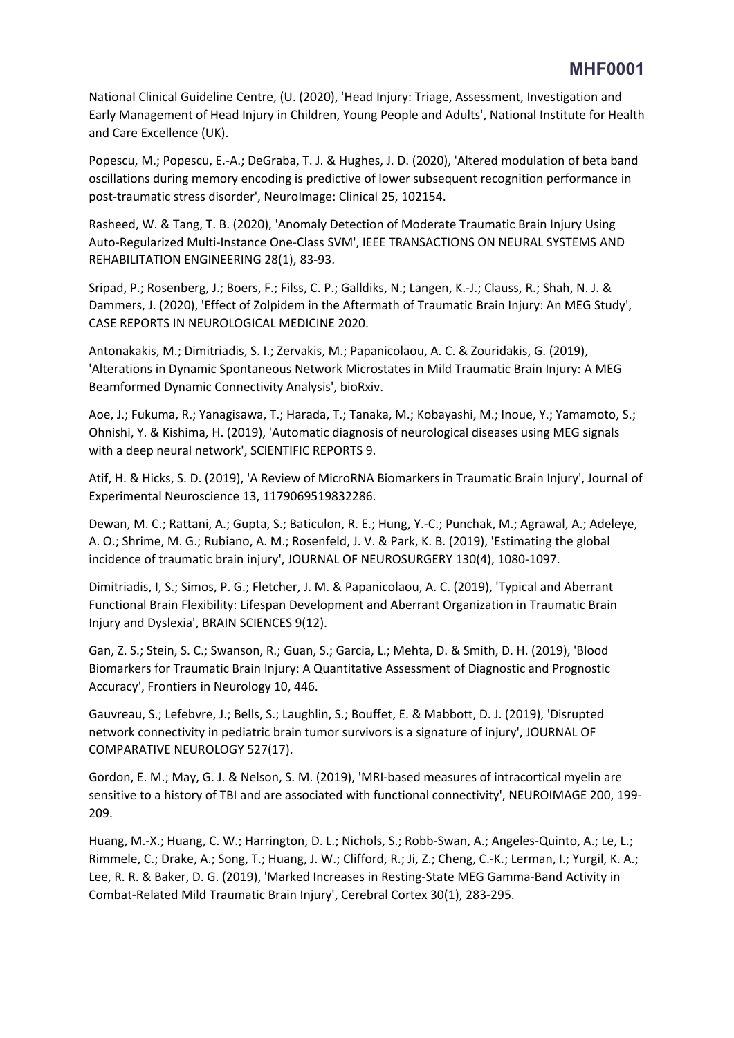National Clinical Guideline Centre, (U. 2020), 'Head Injury: Triage, Assessment, Investigation and Early Management of Head Injury in Children, Young People and Adults', National Institute for Health and Care Excellence (UK).

Popescu, M.; Popescu, E.-A.; DeGraba, T. J. & Hughes, J. D. (2020), 'Altered modulation of beta band oscillations during memory encoding is predictive of lower subsequent recognition performance in post-traumatic stress disorder', NeuroImage: Clinical 25, 102154.

Rasheed, W. & Tang, T. B. (2020), 'Anomaly Detection of Moderate Traumatic Brain Injury Using Auto-Regularized Multi-Instance One-Class SVM', IEEE TRANSACTIONS ON NEURAL SYSTEMS AND REHABILITATION ENGINEERING 28(1), 83-93.

Sripad, P.; Rosenberg, J.; Boers, F.; Filss, C. P.; Galldiks, N.; Langen, K.-J.; Clauss, R.; Shah, N. J. & Dammers, J. (2020), 'Effect of Zolpidem in the Aftermath of Traumatic Brain Injury: An MEG Study', CASE REPORTS IN NEUROLOGICAL MEDICINE 2020.

Antonakakis, M.; Dimitriadis, S. I.; Zervakis, M.; Papanicolaou, A. C. & Zouridakis, G. (2019), 'Alterations in Dynamic Spontaneous Network Microstates in Mild Traumatic Brain Injury: A MEG Beamformed Dynamic Connectivity Analysis', bioRxiv.

Aoe, J.; Fukuma, R.; Yanagisawa, T.; Harada, T.; Tanaka, M.; Kobayashi, M.; Inoue, Y.; Yamamoto, S.; Ohnishi, Y. & Kishima, H. (2019), 'Automatic diagnosis of neurological diseases using MEG signals with a deep neural network', SCIENTIFIC REPORTS 9.

Atif, H. & Hicks, S. D. (2019), 'A Review of MicroRNA Biomarkers in Traumatic Brain Injury', Journal of Experimental Neuroscience 13, 1179069519832286.

Dewan, M. C.; Rattani, A.; Gupta, S.; Baticulon, R. E.; Hung, Y.-C.; Punchak, M.; Agrawal, A.; Adeleye, A. O.; Shrime, M. G.; Rubiano, A. M.; Rosenfeld, J. V. & Park, K. B. (2019), 'Estimating the global incidence of traumatic brain injury', JOURNAL OF NEUROSURGERY 130(4), 1080-1097.

Dimitriadis, I, S.; Simos, P. G.; Fletcher, J. M. & Papanicolaou, A. C. (2019), 'Typical and Aberrant Functional Brain Flexibility: Lifespan Development and Aberrant Organization in Traumatic Brain Injury and Dyslexia', BRAIN SCIENCES 9(12).

Gan, Z. S.; Stein, S. C.; Swanson, R.; Guan, S.; Garcia, L.; Mehta, D. & Smith, D. H. (2019), 'Blood Biomarkers for Traumatic Brain Injury: A Quantitative Assessment of Diagnostic and Prognostic Accuracy', Frontiers in Neurology 10, 446.

Gauvreau, S.; Lefebvre, J.; Bells, S.; Laughlin, S.; Bouffet, E. & Mabbott, D. J. (2019), 'Disrupted network connectivity in pediatric brain tumor survivors is a signature of injury', JOURNAL OF COMPARATIVE NEUROLOGY 527(17).

Gordon, E. M.; May, G. J. & Nelson, S. M. (2019), 'MRI-based measures of intracortical myelin are sensitive to a history of TBI and are associated with functional connectivity', NEUROIMAGE 200, 199-209.

Huang, M.-X.; Huang, C. W.; Harrington, D. L.; Nichols, S.; Robb-Swan, A.; Angeles-Quinto, A.; Le, L.; Rimmele, C.; Drake, A.; Song, T.; Huang, J. W.; Clifford, R.; Ji, Z.; Cheng, C.-K.; Lerman, I.; Yurgil, K. A.; Lee, R. R. & Baker, D. G. (2019), 'Marked Increases in Resting-State MEG Gamma-Band Activity in Combat-Related Mild Traumatic Brain Injury', Cerebral Cortex 30(1), 283-295.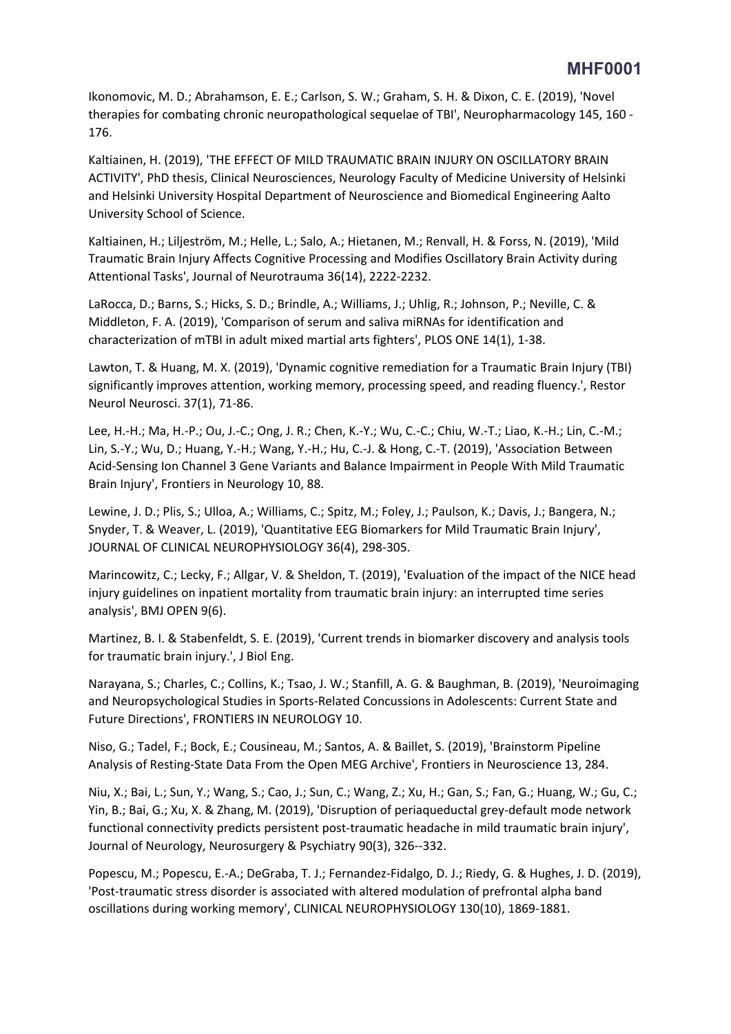Ikonomovic, M. D.; Abrahamson, E. E.; Carlson, S. W.; Graham, S. H. & Dixon, C. E. (2019), 'Novel therapies for combating chronic neuropathological sequelae of TBI', Neuropharmacology 145, 160 - 176.

Kaltiainen, H. (2019), 'THE EFFECT OF MILD TRAUMATIC BRAIN INJURY ON OSCILLATORY BRAIN ACTIVITY', PhD thesis, Clinical Neurosciences, Neurology Faculty of Medicine University of Helsinki and Helsinki University Hospital Department of Neuroscience and Biomedical Engineering Aalto University School of Science.

Kaltiainen, H.; Liljeström, M.; Helle, L.; Salo, A.; Hietanen, M.; Renvall, H. & Forss, N. (2019), 'Mild Traumatic Brain Injury Affects Cognitive Processing and Modifies Oscillatory Brain Activity during Attentional Tasks', Journal of Neurotrauma 36(14), 2222-2232.

LaRocca, D.; Barns, S.; Hicks, S. D.; Brindle, A.; Williams, J.; Uhlig, R.; Johnson, P.; Neville, C. & Middleton, F. A. (2019), 'Comparison of serum and saliva miRNAs for identification and characterization of mTBI in adult mixed martial arts fighters', PLOS ONE 14(1), 1-38.

Lawton, T. & Huang, M. X. (2019), 'Dynamic cognitive remediation for a Traumatic Brain Injury (TBI) significantly improves attention, working memory, processing speed, and reading fluency.', Restor Neurol Neurosci. 37(1), 71-86.

Lee, H.-H.; Ma, H.-P.; Ou, J.-C.; Ong, J. R.; Chen, K.-Y.; Wu, C.-C.; Chiu, W.-T.; Liao, K.-H.; Lin, C.-M.; Lin, S.-Y.; Wu, D.; Huang, Y.-H.; Wang, Y.-H.; Hu, C.-J. & Hong, C.-T. (2019), 'Association Between Acid-Sensing Ion Channel 3 Gene Variants and Balance Impairment in People With Mild Traumatic Brain Injury', Frontiers in Neurology 10, 88.

Lewine, J. D.; Plis, S.; Ulloa, A.; Williams, C.; Spitz, M.; Foley, J.; Paulson, K.; Davis, J.; Bangera, N.; Snyder, T. & Weaver, L. (2019), 'Quantitative EEG Biomarkers for Mild Traumatic Brain Injury', JOURNAL OF CLINICAL NEUROPHYSIOLOGY 36(4), 298-305.

Marincowitz, C.; Lecky, F.; Allgar, V. & Sheldon, T. (2019), 'Evaluation of the impact of the NICE head injury guidelines on inpatient mortality from traumatic brain injury: an interrupted time series analysis', BMJ OPEN 9(6).

Martinez, B. I. & Stabenfeldt, S. E. (2019), 'Current trends in biomarker discovery and analysis tools for traumatic brain injury.', J Biol Eng.

Narayana, S.; Charles, C.; Collins, K.; Tsao, J. W.; Stanfill, A. G. & Baughman, B. (2019), 'Neuroimaging and Neuropsychological Studies in Sports-Related Concussions in Adolescents: Current State and Future Directions', FRONTIERS IN NEUROLOGY 10.

Niso, G.; Tadel, F.; Bock, E.; Cousineau, M.; Santos, A. & Baillet, S. (2019), 'Brainstorm Pipeline Analysis of Resting-State Data From the Open MEG Archive', Frontiers in Neuroscience 13, 284.

Niu, X.; Bai, L.; Sun, Y.; Wang, S.; Cao, J.; Sun, C.; Wang, Z.; Xu, H.; Gan, S.; Fan, G.; Huang, W.; Gu, C.; Yin, B.; Bai, G.; Xu, X. & Zhang, M. (2019), 'Disruption of periaqueductal grey-default mode network functional connectivity predicts persistent post-traumatic headache in mild traumatic brain injury', Journal of Neurology, Neurosurgery & Psychiatry 90(3), 326--332.

Popescu, M.; Popescu, E.-A.; DeGraba, T. J.; Fernandez-Fidalgo, D. J.; Riedy, G. & Hughes, J. D. (2019), 'Post-traumatic stress disorder is associated with altered modulation of prefrontal alpha band oscillations during working memory', CLINICAL NEUROPHYSIOLOGY 130(10), 1869-1881.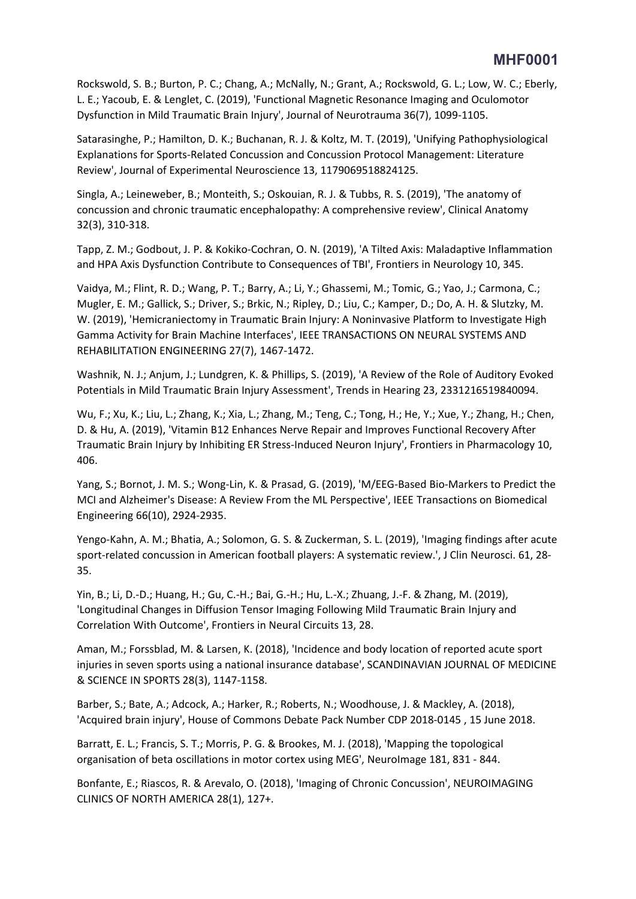Rockswold, S. B.; Burton, P. C.; Chang, A.; McNally, N.; Grant, A.; Rockswold, G. L.; Low, W. C.; Eberly, L. E.; Yacoub, E. & Lenglet, C. (2019), 'Functional Magnetic Resonance Imaging and Oculomotor Dysfunction in Mild Traumatic Brain Injury', Journal of Neurotrauma 36(7), 1099-1105.

Satarasinghe, P.; Hamilton, D. K.; Buchanan, R. J. & Koltz, M. T. (2019), 'Unifying Pathophysiological Explanations for Sports-Related Concussion and Concussion Protocol Management: Literature Review', Journal of Experimental Neuroscience 13, 1179069518824125.

Singla, A.; Leineweber, B.; Monteith, S.; Oskouian, R. J. & Tubbs, R. S. (2019), 'The anatomy of concussion and chronic traumatic encephalopathy: A comprehensive review', Clinical Anatomy 32(3), 310-318.

Tapp, Z. M.; Godbout, J. P. & Kokiko-Cochran, O. N. (2019), 'A Tilted Axis: Maladaptive Inflammation and HPA Axis Dysfunction Contribute to Consequences of TBI', Frontiers in Neurology 10, 345.

Vaidya, M.; Flint, R. D.; Wang, P. T.; Barry, A.; Li, Y.; Ghassemi, M.; Tomic, G.; Yao, J.; Carmona, C.; Mugler, E. M.; Gallick, S.; Driver, S.; Brkic, N.; Ripley, D.; Liu, C.; Kamper, D.; Do, A. H. & Slutzky, M. W. (2019), 'Hemicraniectomy in Traumatic Brain Injury: A Noninvasive Platform to Investigate High Gamma Activity for Brain Machine Interfaces', IEEE TRANSACTIONS ON NEURAL SYSTEMS AND REHABILITATION ENGINEERING 27(7), 1467-1472.

Washnik, N. J.; Anjum, J.; Lundgren, K. & Phillips, S. (2019), 'A Review of the Role of Auditory Evoked Potentials in Mild Traumatic Brain Injury Assessment', Trends in Hearing 23, 2331216519840094.

Wu, F.; Xu, K.; Liu, L.; Zhang, K.; Xia, L.; Zhang, M.; Teng, C.; Tong, H.; He, Y.; Xue, Y.; Zhang, H.; Chen, D. & Hu, A. (2019), 'Vitamin B12 Enhances Nerve Repair and Improves Functional Recovery After Traumatic Brain Injury by Inhibiting ER Stress-Induced Neuron Injury', Frontiers in Pharmacology 10, 406.

Yang, S.; Bornot, J. M. S.; Wong-Lin, K. & Prasad, G. (2019), 'M/EEG-Based Bio-Markers to Predict the MCI and Alzheimer's Disease: A Review From the ML Perspective', IEEE Transactions on Biomedical Engineering 66(10), 2924-2935.

Yengo-Kahn, A. M.; Bhatia, A.; Solomon, G. S. & Zuckerman, S. L. (2019), 'Imaging findings after acute sport-related concussion in American football players: A systematic review.', J Clin Neurosci. 61, 28-35.

Yin, B.; Li, D.-D.; Huang, H.; Gu, C.-H.; Bai, G.-H.; Hu, L.-X.; Zhuang, J.-F. & Zhang, M. (2019), 'Longitudinal Changes in Diffusion Tensor Imaging Following Mild Traumatic Brain Injury and Correlation With Outcome', Frontiers in Neural Circuits 13, 28.

Aman, M.; Forssblad, M. & Larsen, K. (2018), 'Incidence and body location of reported acute sport injuries in seven sports using a national insurance database', SCANDINAVIAN JOURNAL OF MEDICINE & SCIENCE IN SPORTS 28(3), 1147-1158.

Barber, S.; Bate, A.; Adcock, A.; Harker, R.; Roberts, N.; Woodhouse, J. & Mackley, A. (2018), 'Acquired brain injury', House of Commons Debate Pack Number CDP 2018-0145 , 15 June 2018.

Barratt, E. L.; Francis, S. T.; Morris, P. G. & Brookes, M. J. (2018), 'Mapping the topological organisation of beta oscillations in motor cortex using MEG', NeuroImage 181, 831 - 844.

Bonfante, E.; Riascos, R. & Arevalo, O. (2018), 'Imaging of Chronic Concussion', NEUROIMAGING CLINICS OF NORTH AMERICA 28(1), 127+.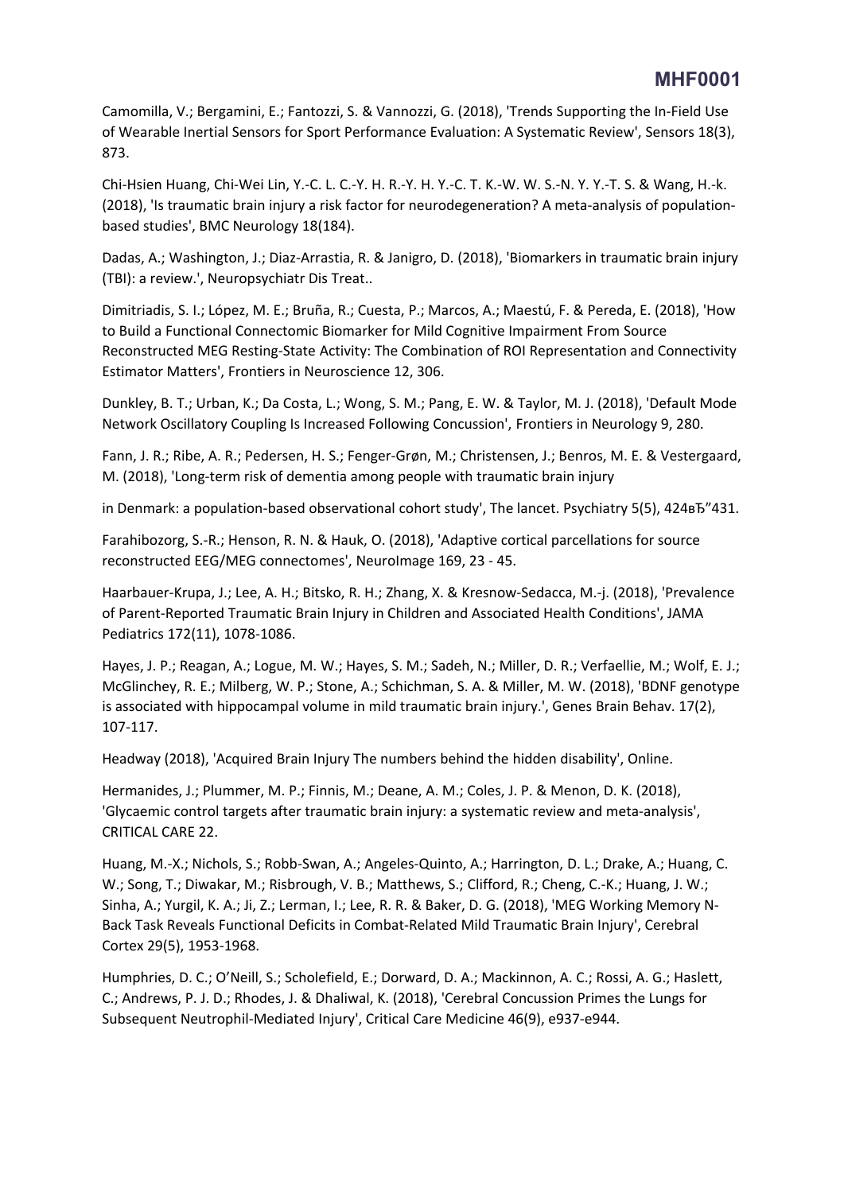Camomilla, V.; Bergamini, E.; Fantozzi, S. & Vannozzi, G. (2018), 'Trends Supporting the In-Field Use of Wearable Inertial Sensors for Sport Performance Evaluation: A Systematic Review', Sensors 18(3), 873.

Chi-Hsien Huang, Chi-Wei Lin, Y.-C. L. C.-Y. H. R.-Y. H. Y.-C. T. K.-W. W. S.-N. Y. Y.-T. S. & Wang, H.-k. (2018), 'Is traumatic brain injury a risk factor for neurodegeneration? A meta-analysis of population-based studies', BMC Neurology 18(184).

Dadas, A.; Washington, J.; Diaz-Arrastia, R. & Janigro, D. (2018), 'Biomarkers in traumatic brain injury (TBI): a review.', Neuropsychiatr Dis Treat..

Dimitriadis, S. I.; López, M. E.; Bruña, R.; Cuesta, P.; Marcos, A.; Maestú, F. & Pereda, E. (2018), 'How to Build a Functional Connectomic Biomarker for Mild Cognitive Impairment From Source Reconstructed MEG Resting-State Activity: The Combination of ROI Representation and Connectivity Estimator Matters', Frontiers in Neuroscience 12, 306.

Dunkley, B. T.; Urban, K.; Da Costa, L.; Wong, S. M.; Pang, E. W. & Taylor, M. J. (2018), 'Default Mode Network Oscillatory Coupling Is Increased Following Concussion', Frontiers in Neurology 9, 280.

Fann, J. R.; Ribe, A. R.; Pedersen, H. S.; Fenger-Grøn, M.; Christensen, J.; Benros, M. E. & Vestergaard, M. (2018), 'Long-term risk of dementia among people with traumatic brain injury

in Denmark: a population-based observational cohort study', The lancet. Psychiatry 5(5), 424вЂ"431.

Farahibozorg, S.-R.; Henson, R. N. & Hauk, O. (2018), 'Adaptive cortical parcellations for source reconstructed EEG/MEG connectomes', NeuroImage 169, 23 - 45.

Haarbauer-Krupa, J.; Lee, A. H.; Bitsko, R. H.; Zhang, X. & Kresnow-Sedacca, M.-j. (2018), 'Prevalence of Parent-Reported Traumatic Brain Injury in Children and Associated Health Conditions', JAMA Pediatrics 172(11), 1078-1086.

Hayes, J. P.; Reagan, A.; Logue, M. W.; Hayes, S. M.; Sadeh, N.; Miller, D. R.; Verfaellie, M.; Wolf, E. J.; McGlinchey, R. E.; Milberg, W. P.; Stone, A.; Schichman, S. A. & Miller, M. W. (2018), 'BDNF genotype is associated with hippocampal volume in mild traumatic brain injury.', Genes Brain Behav. 17(2), 107-117.

Headway (2018), 'Acquired Brain Injury The numbers behind the hidden disability', Online.

Hermanides, J.; Plummer, M. P.; Finnis, M.; Deane, A. M.; Coles, J. P. & Menon, D. K. (2018), 'Glycaemic control targets after traumatic brain injury: a systematic review and meta-analysis', CRITICAL CARE 22.

Huang, M.-X.; Nichols, S.; Robb-Swan, A.; Angeles-Quinto, A.; Harrington, D. L.; Drake, A.; Huang, C. W.; Song, T.; Diwakar, M.; Risbrough, V. B.; Matthews, S.; Clifford, R.; Cheng, C.-K.; Huang, J. W.; Sinha, A.; Yurgil, K. A.; Ji, Z.; Lerman, I.; Lee, R. R. & Baker, D. G. (2018), 'MEG Working Memory N-Back Task Reveals Functional Deficits in Combat-Related Mild Traumatic Brain Injury', Cerebral Cortex 29(5), 1953-1968.

Humphries, D. C.; O'Neill, S.; Scholefield, E.; Dorward, D. A.; Mackinnon, A. C.; Rossi, A. G.; Haslett, C.; Andrews, P. J. D.; Rhodes, J. & Dhaliwal, K. (2018), 'Cerebral Concussion Primes the Lungs for Subsequent Neutrophil-Mediated Injury', Critical Care Medicine 46(9), e937-e944.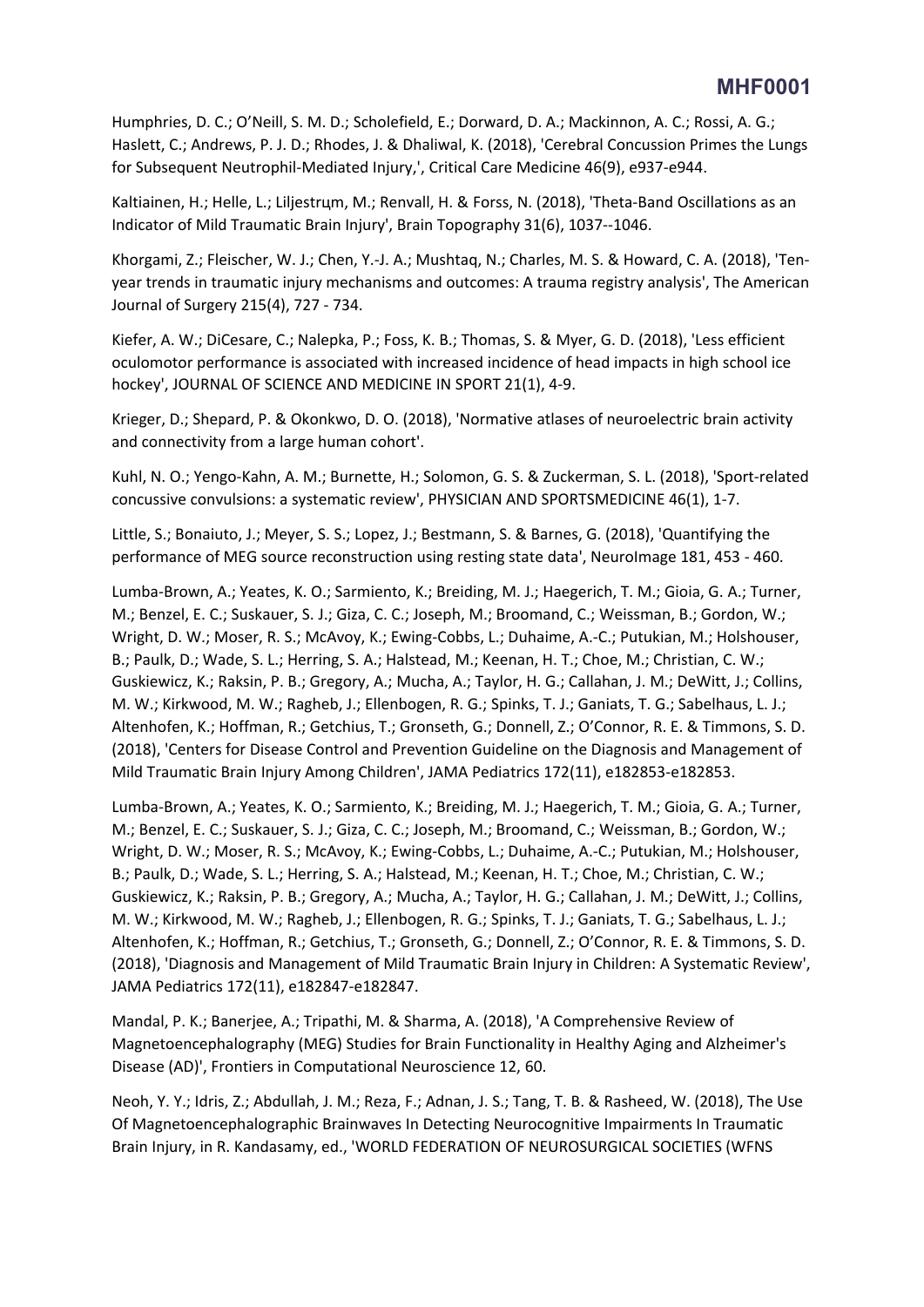Humphries, D. C.; O'Neill, S. M. D.; Scholefield, E.; Dorward, D. A.; Mackinnon, A. C.; Rossi, A. G.; Haslett, C.; Andrews, P. J. D.; Rhodes, J. & Dhaliwal, K. (2018), 'Cerebral Concussion Primes the Lungs for Subsequent Neutrophil-Mediated Injury,', Critical Care Medicine 46(9), e937-e944.

Kaltiainen, H.; Helle, L.; Liljestrцm, M.; Renvall, H. & Forss, N. (2018), 'Theta-Band Oscillations as an Indicator of Mild Traumatic Brain Injury', Brain Topography 31(6), 1037--1046.

Khorgami, Z.; Fleischer, W. J.; Chen, Y.-J. A.; Mushtaq, N.; Charles, M. S. & Howard, C. A. (2018), 'Ten-year trends in traumatic injury mechanisms and outcomes: A trauma registry analysis', The American Journal of Surgery 215(4), 727 - 734.

Kiefer, A. W.; DiCesare, C.; Nalepka, P.; Foss, K. B.; Thomas, S. & Myer, G. D. (2018), 'Less efficient oculomotor performance is associated with increased incidence of head impacts in high school ice hockey', JOURNAL OF SCIENCE AND MEDICINE IN SPORT 21(1), 4-9.

Krieger, D.; Shepard, P. & Okonkwo, D. O. (2018), 'Normative atlases of neuroelectric brain activity and connectivity from a large human cohort'.

Kuhl, N. O.; Yengo-Kahn, A. M.; Burnette, H.; Solomon, G. S. & Zuckerman, S. L. (2018), 'Sport-related concussive convulsions: a systematic review', PHYSICIAN AND SPORTSMEDICINE 46(1), 1-7.

Little, S.; Bonaiuto, J.; Meyer, S. S.; Lopez, J.; Bestmann, S. & Barnes, G. (2018), 'Quantifying the performance of MEG source reconstruction using resting state data', NeuroImage 181, 453 - 460.

Lumba-Brown, A.; Yeates, K. O.; Sarmiento, K.; Breiding, M. J.; Haegerich, T. M.; Gioia, G. A.; Turner, M.; Benzel, E. C.; Suskauer, S. J.; Giza, C. C.; Joseph, M.; Broomand, C.; Weissman, B.; Gordon, W.; Wright, D. W.; Moser, R. S.; McAvoy, K.; Ewing-Cobbs, L.; Duhaime, A.-C.; Putukian, M.; Holshouser, B.; Paulk, D.; Wade, S. L.; Herring, S. A.; Halstead, M.; Keenan, H. T.; Choe, M.; Christian, C. W.; Guskiewicz, K.; Raksin, P. B.; Gregory, A.; Mucha, A.; Taylor, H. G.; Callahan, J. M.; DeWitt, J.; Collins, M. W.; Kirkwood, M. W.; Ragheb, J.; Ellenbogen, R. G.; Spinks, T. J.; Ganiats, T. G.; Sabelhaus, L. J.; Altenhofen, K.; Hoffman, R.; Getchius, T.; Gronseth, G.; Donnell, Z.; O'Connor, R. E. & Timmons, S. D. (2018), 'Centers for Disease Control and Prevention Guideline on the Diagnosis and Management of Mild Traumatic Brain Injury Among Children', JAMA Pediatrics 172(11), e182853-e182853.

Lumba-Brown, A.; Yeates, K. O.; Sarmiento, K.; Breiding, M. J.; Haegerich, T. M.; Gioia, G. A.; Turner, M.; Benzel, E. C.; Suskauer, S. J.; Giza, C. C.; Joseph, M.; Broomand, C.; Weissman, B.; Gordon, W.; Wright, D. W.; Moser, R. S.; McAvoy, K.; Ewing-Cobbs, L.; Duhaime, A.-C.; Putukian, M.; Holshouser, B.; Paulk, D.; Wade, S. L.; Herring, S. A.; Halstead, M.; Keenan, H. T.; Choe, M.; Christian, C. W.; Guskiewicz, K.; Raksin, P. B.; Gregory, A.; Mucha, A.; Taylor, H. G.; Callahan, J. M.; DeWitt, J.; Collins, M. W.; Kirkwood, M. W.; Ragheb, J.; Ellenbogen, R. G.; Spinks, T. J.; Ganiats, T. G.; Sabelhaus, L. J.; Altenhofen, K.; Hoffman, R.; Getchius, T.; Gronseth, G.; Donnell, Z.; O'Connor, R. E. & Timmons, S. D. (2018), 'Diagnosis and Management of Mild Traumatic Brain Injury in Children: A Systematic Review', JAMA Pediatrics 172(11), e182847-e182847.

Mandal, P. K.; Banerjee, A.; Tripathi, M. & Sharma, A. (2018), 'A Comprehensive Review of Magnetoencephalography (MEG) Studies for Brain Functionality in Healthy Aging and Alzheimer's Disease (AD)', Frontiers in Computational Neuroscience 12, 60.

Neoh, Y. Y.; Idris, Z.; Abdullah, J. M.; Reza, F.; Adnan, J. S.; Tang, T. B. & Rasheed, W. (2018), The Use Of Magnetoencephalographic Brainwaves In Detecting Neurocognitive Impairments In Traumatic Brain Injury, in R. Kandasamy, ed., 'WORLD FEDERATION OF NEUROSURGICAL SOCIETIES (WFNS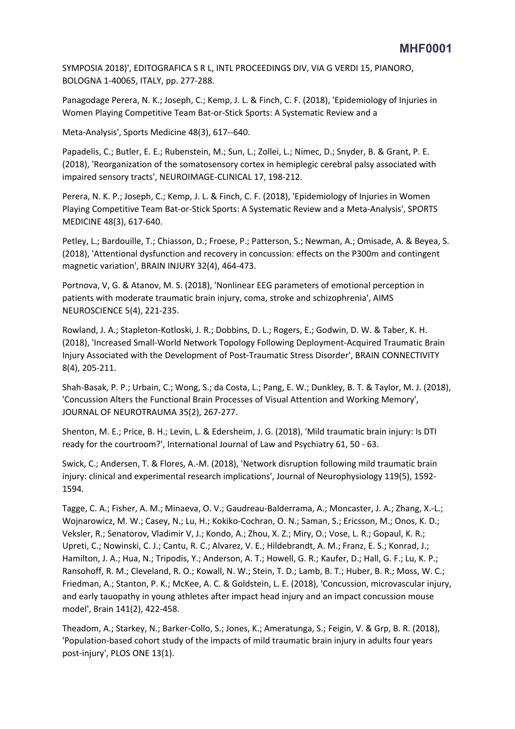SYMPOSIA 2018)', EDITOGRAFICA S R L, INTL PROCEEDINGS DIV, VIA G VERDI 15, PIANORO, BOLOGNA 1-40065, ITALY, pp. 277-288.

Panagodage Perera, N. K.; Joseph, C.; Kemp, J. L. & Finch, C. F. (2018), 'Epidemiology of Injuries in Women Playing Competitive Team Bat-or-Stick Sports: A Systematic Review and a

Meta-Analysis', Sports Medicine 48(3), 617--640.

Papadelis, C.; Butler, E. E.; Rubenstein, M.; Sun, L.; Zollei, L.; Nimec, D.; Snyder, B. & Grant, P. E. (2018), 'Reorganization of the somatosensory cortex in hemiplegic cerebral palsy associated with impaired sensory tracts', NEUROIMAGE-CLINICAL 17, 198-212.

Perera, N. K. P.; Joseph, C.; Kemp, J. L. & Finch, C. F. (2018), 'Epidemiology of Injuries in Women Playing Competitive Team Bat-or-Stick Sports: A Systematic Review and a Meta-Analysis', SPORTS MEDICINE 48(3), 617-640.

Petley, L.; Bardouille, T.; Chiasson, D.; Froese, P.; Patterson, S.; Newman, A.; Omisade, A. & Beyea, S. (2018), 'Attentional dysfunction and recovery in concussion: effects on the P300m and contingent magnetic variation', BRAIN INJURY 32(4), 464-473.

Portnova, V, G. & Atanov, M. S. (2018), 'Nonlinear EEG parameters of emotional perception in patients with moderate traumatic brain injury, coma, stroke and schizophrenia', AIMS NEUROSCIENCE 5(4), 221-235.

Rowland, J. A.; Stapleton-Kotloski, J. R.; Dobbins, D. L.; Rogers, E.; Godwin, D. W. & Taber, K. H. (2018), 'Increased Small-World Network Topology Following Deployment-Acquired Traumatic Brain Injury Associated with the Development of Post-Traumatic Stress Disorder', BRAIN CONNECTIVITY 8(4), 205-211.

Shah-Basak, P. P.; Urbain, C.; Wong, S.; da Costa, L.; Pang, E. W.; Dunkley, B. T. & Taylor, M. J. (2018), 'Concussion Alters the Functional Brain Processes of Visual Attention and Working Memory', JOURNAL OF NEUROTRAUMA 35(2), 267-277.

Shenton, M. E.; Price, B. H.; Levin, L. & Edersheim, J. G. (2018), 'Mild traumatic brain injury: Is DTI ready for the courtroom?', International Journal of Law and Psychiatry 61, 50 - 63.

Swick, C.; Andersen, T. & Flores, A.-M. (2018), 'Network disruption following mild traumatic brain injury: clinical and experimental research implications', Journal of Neurophysiology 119(5), 1592-1594.

Tagge, C. A.; Fisher, A. M.; Minaeva, O. V.; Gaudreau-Balderrama, A.; Moncaster, J. A.; Zhang, X.-L.; Wojnarowicz, M. W.; Casey, N.; Lu, H.; Kokiko-Cochran, O. N.; Saman, S.; Ericsson, M.; Onos, K. D.; Veksler, R.; Senatorov, Vladimir V, J.; Kondo, A.; Zhou, X. Z.; Miry, O.; Vose, L. R.; Gopaul, K. R.; Upreti, C.; Nowinski, C. J.; Cantu, R. C.; Alvarez, V. E.; Hildebrandt, A. M.; Franz, E. S.; Konrad, J.; Hamilton, J. A.; Hua, N.; Tripodis, Y.; Anderson, A. T.; Howell, G. R.; Kaufer, D.; Hall, G. F.; Lu, K. P.; Ransohoff, R. M.; Cleveland, R. O.; Kowall, N. W.; Stein, T. D.; Lamb, B. T.; Huber, B. R.; Moss, W. C.; Friedman, A.; Stanton, P. K.; McKee, A. C. & Goldstein, L. E. (2018), 'Concussion, microvascular injury, and early tauopathy in young athletes after impact head injury and an impact concussion mouse model', Brain 141(2), 422-458.

Theadom, A.; Starkey, N.; Barker-Collo, S.; Jones, K.; Ameratunga, S.; Feigin, V. & Grp, B. R. (2018), 'Population-based cohort study of the impacts of mild traumatic brain injury in adults four years post-injury', PLOS ONE 13(1).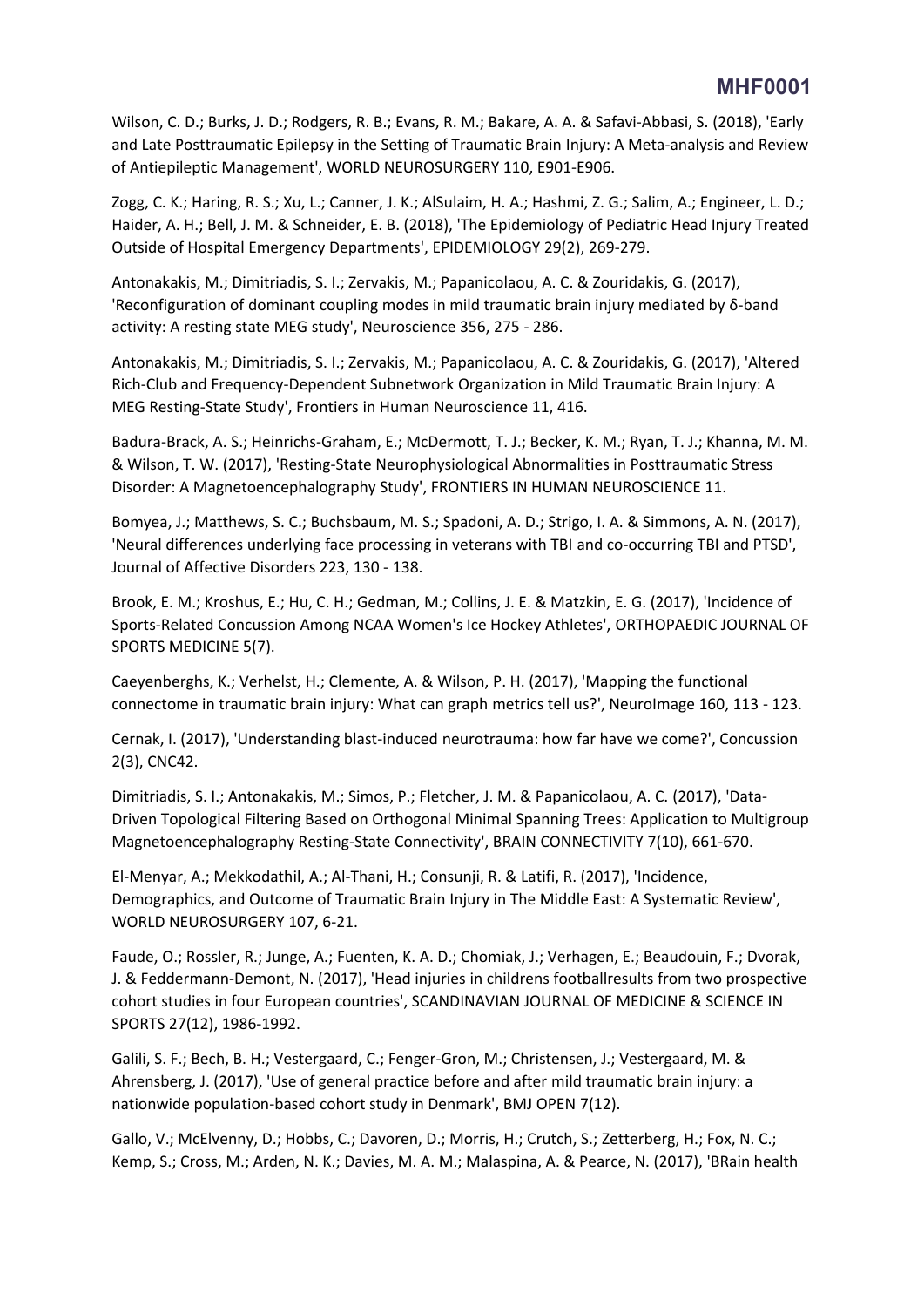Wilson, C. D.; Burks, J. D.; Rodgers, R. B.; Evans, R. M.; Bakare, A. A. & Safavi-Abbasi, S. (2018), 'Early and Late Posttraumatic Epilepsy in the Setting of Traumatic Brain Injury: A Meta-analysis and Review of Antiepileptic Management', WORLD NEUROSURGERY 110, E901-E906.

Zogg, C. K.; Haring, R. S.; Xu, L.; Canner, J. K.; AlSulaim, H. A.; Hashmi, Z. G.; Salim, A.; Engineer, L. D.; Haider, A. H.; Bell, J. M. & Schneider, E. B. (2018), 'The Epidemiology of Pediatric Head Injury Treated Outside of Hospital Emergency Departments', EPIDEMIOLOGY 29(2), 269-279.

Antonakakis, M.; Dimitriadis, S. I.; Zervakis, M.; Papanicolaou, A. C. & Zouridakis, G. (2017), 'Reconfiguration of dominant coupling modes in mild traumatic brain injury mediated by δ-band activity: A resting state MEG study', Neuroscience 356, 275 - 286.

Antonakakis, M.; Dimitriadis, S. I.; Zervakis, M.; Papanicolaou, A. C. & Zouridakis, G. (2017), 'Altered Rich-Club and Frequency-Dependent Subnetwork Organization in Mild Traumatic Brain Injury: A MEG Resting-State Study', Frontiers in Human Neuroscience 11, 416.

Badura-Brack, A. S.; Heinrichs-Graham, E.; McDermott, T. J.; Becker, K. M.; Ryan, T. J.; Khanna, M. M. & Wilson, T. W. (2017), 'Resting-State Neurophysiological Abnormalities in Posttraumatic Stress Disorder: A Magnetoencephalography Study', FRONTIERS IN HUMAN NEUROSCIENCE 11.

Bomyea, J.; Matthews, S. C.; Buchsbaum, M. S.; Spadoni, A. D.; Strigo, I. A. & Simmons, A. N. (2017), 'Neural differences underlying face processing in veterans with TBI and co-occurring TBI and PTSD', Journal of Affective Disorders 223, 130 - 138.

Brook, E. M.; Kroshus, E.; Hu, C. H.; Gedman, M.; Collins, J. E. & Matzkin, E. G. (2017), 'Incidence of Sports-Related Concussion Among NCAA Women's Ice Hockey Athletes', ORTHOPAEDIC JOURNAL OF SPORTS MEDICINE 5(7).

Caeyenberghs, K.; Verhelst, H.; Clemente, A. & Wilson, P. H. (2017), 'Mapping the functional connectome in traumatic brain injury: What can graph metrics tell us?', NeuroImage 160, 113 - 123.

Cernak, I. (2017), 'Understanding blast-induced neurotrauma: how far have we come?', Concussion 2(3), CNC42.

Dimitriadis, S. I.; Antonakakis, M.; Simos, P.; Fletcher, J. M. & Papanicolaou, A. C. (2017), 'Data-Driven Topological Filtering Based on Orthogonal Minimal Spanning Trees: Application to Multigroup Magnetoencephalography Resting-State Connectivity', BRAIN CONNECTIVITY 7(10), 661-670.

El-Menyar, A.; Mekkodathil, A.; Al-Thani, H.; Consunji, R. & Latifi, R. (2017), 'Incidence, Demographics, and Outcome of Traumatic Brain Injury in The Middle East: A Systematic Review', WORLD NEUROSURGERY 107, 6-21.

Faude, O.; Rossler, R.; Junge, A.; Fuenten, K. A. D.; Chomiak, J.; Verhagen, E.; Beaudouin, F.; Dvorak, J. & Feddermann-Demont, N. (2017), 'Head injuries in childrens footballresults from two prospective cohort studies in four European countries', SCANDINAVIAN JOURNAL OF MEDICINE & SCIENCE IN SPORTS 27(12), 1986-1992.

Galili, S. F.; Bech, B. H.; Vestergaard, C.; Fenger-Gron, M.; Christensen, J.; Vestergaard, M. & Ahrensberg, J. (2017), 'Use of general practice before and after mild traumatic brain injury: a nationwide population-based cohort study in Denmark', BMJ OPEN 7(12).

Gallo, V.; McElvenny, D.; Hobbs, C.; Davoren, D.; Morris, H.; Crutch, S.; Zetterberg, H.; Fox, N. C.; Kemp, S.; Cross, M.; Arden, N. K.; Davies, M. A. M.; Malaspina, A. & Pearce, N. (2017), 'BRain health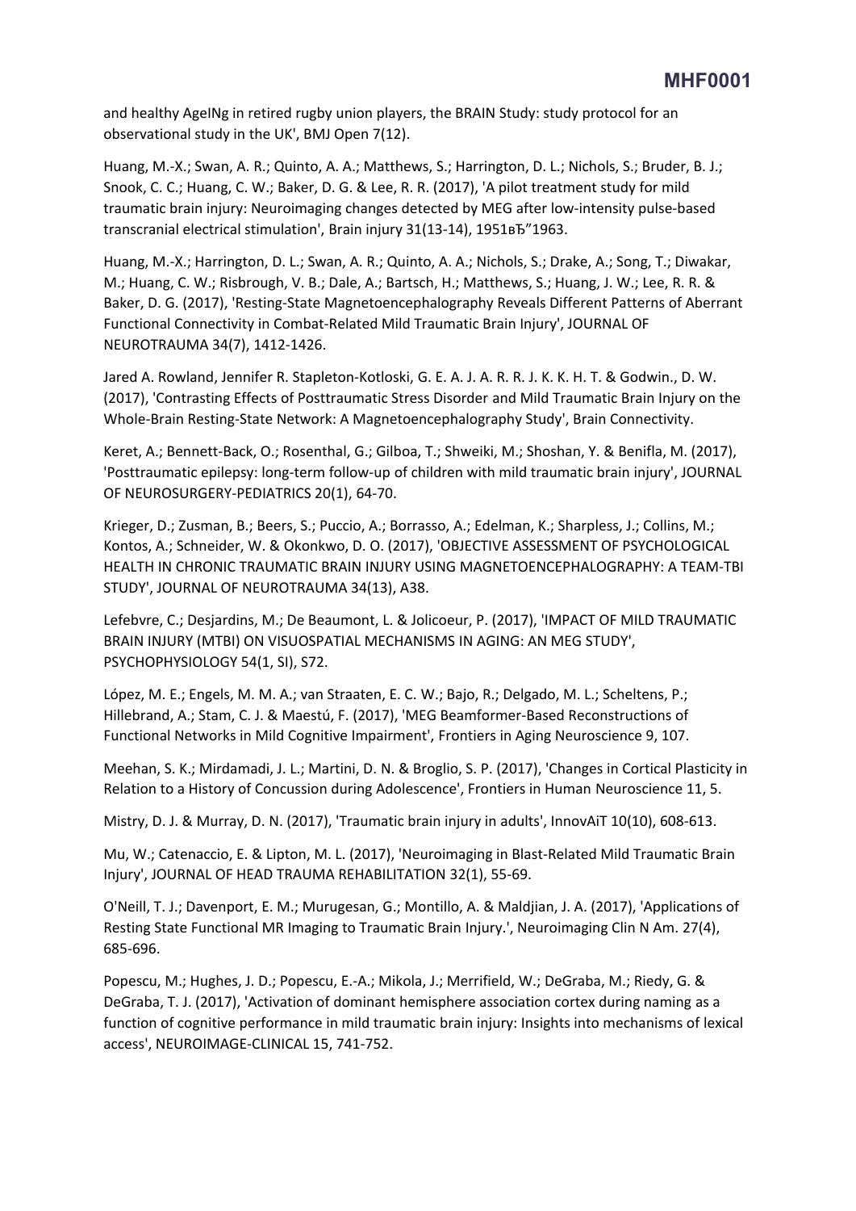and healthy AgeINg in retired rugby union players, the BRAIN Study: study protocol for an observational study in the UK', BMJ Open 7(12).

Huang, M.-X.; Swan, A. R.; Quinto, A. A.; Matthews, S.; Harrington, D. L.; Nichols, S.; Bruder, B. J.; Snook, C. C.; Huang, C. W.; Baker, D. G. & Lee, R. R. (2017), 'A pilot treatment study for mild traumatic brain injury: Neuroimaging changes detected by MEG after low-intensity pulse-based transcranial electrical stimulation', Brain injury 31(13-14), 1951вЂ"1963.

Huang, M.-X.; Harrington, D. L.; Swan, A. R.; Quinto, A. A.; Nichols, S.; Drake, A.; Song, T.; Diwakar, M.; Huang, C. W.; Risbrough, V. B.; Dale, A.; Bartsch, H.; Matthews, S.; Huang, J. W.; Lee, R. R. & Baker, D. G. (2017), 'Resting-State Magnetoencephalography Reveals Different Patterns of Aberrant Functional Connectivity in Combat-Related Mild Traumatic Brain Injury', JOURNAL OF NEUROTRAUMA 34(7), 1412-1426.

Jared A. Rowland, Jennifer R. Stapleton-Kotloski, G. E. A. J. A. R. R. J. K. K. H. T. & Godwin., D. W. (2017), 'Contrasting Effects of Posttraumatic Stress Disorder and Mild Traumatic Brain Injury on the Whole-Brain Resting-State Network: A Magnetoencephalography Study', Brain Connectivity.

Keret, A.; Bennett-Back, O.; Rosenthal, G.; Gilboa, T.; Shweiki, M.; Shoshan, Y. & Benifla, M. (2017), 'Posttraumatic epilepsy: long-term follow-up of children with mild traumatic brain injury', JOURNAL OF NEUROSURGERY-PEDIATRICS 20(1), 64-70.

Krieger, D.; Zusman, B.; Beers, S.; Puccio, A.; Borrasso, A.; Edelman, K.; Sharpless, J.; Collins, M.; Kontos, A.; Schneider, W. & Okonkwo, D. O. (2017), 'OBJECTIVE ASSESSMENT OF PSYCHOLOGICAL HEALTH IN CHRONIC TRAUMATIC BRAIN INJURY USING MAGNETOENCEPHALOGRAPHY: A TEAM-TBI STUDY', JOURNAL OF NEUROTRAUMA 34(13), A38.

Lefebvre, C.; Desjardins, M.; De Beaumont, L. & Jolicoeur, P. (2017), 'IMPACT OF MILD TRAUMATIC BRAIN INJURY (MTBI) ON VISUOSPATIAL MECHANISMS IN AGING: AN MEG STUDY', PSYCHOPHYSIOLOGY 54(1, SI), S72.

López, M. E.; Engels, M. M. A.; van Straaten, E. C. W.; Bajo, R.; Delgado, M. L.; Scheltens, P.; Hillebrand, A.; Stam, C. J. & Maestú, F. (2017), 'MEG Beamformer-Based Reconstructions of Functional Networks in Mild Cognitive Impairment', Frontiers in Aging Neuroscience 9, 107.

Meehan, S. K.; Mirdamadi, J. L.; Martini, D. N. & Broglio, S. P. (2017), 'Changes in Cortical Plasticity in Relation to a History of Concussion during Adolescence', Frontiers in Human Neuroscience 11, 5.

Mistry, D. J. & Murray, D. N. (2017), 'Traumatic brain injury in adults', InnovAiT 10(10), 608-613.

Mu, W.; Catenaccio, E. & Lipton, M. L. (2017), 'Neuroimaging in Blast-Related Mild Traumatic Brain Injury', JOURNAL OF HEAD TRAUMA REHABILITATION 32(1), 55-69.

O'Neill, T. J.; Davenport, E. M.; Murugesan, G.; Montillo, A. & Maldjian, J. A. (2017), 'Applications of Resting State Functional MR Imaging to Traumatic Brain Injury.', Neuroimaging Clin N Am. 27(4), 685-696.

Popescu, M.; Hughes, J. D.; Popescu, E.-A.; Mikola, J.; Merrifield, W.; DeGraba, M.; Riedy, G. & DeGraba, T. J. (2017), 'Activation of dominant hemisphere association cortex during naming as a function of cognitive performance in mild traumatic brain injury: Insights into mechanisms of lexical access', NEUROIMAGE-CLINICAL 15, 741-752.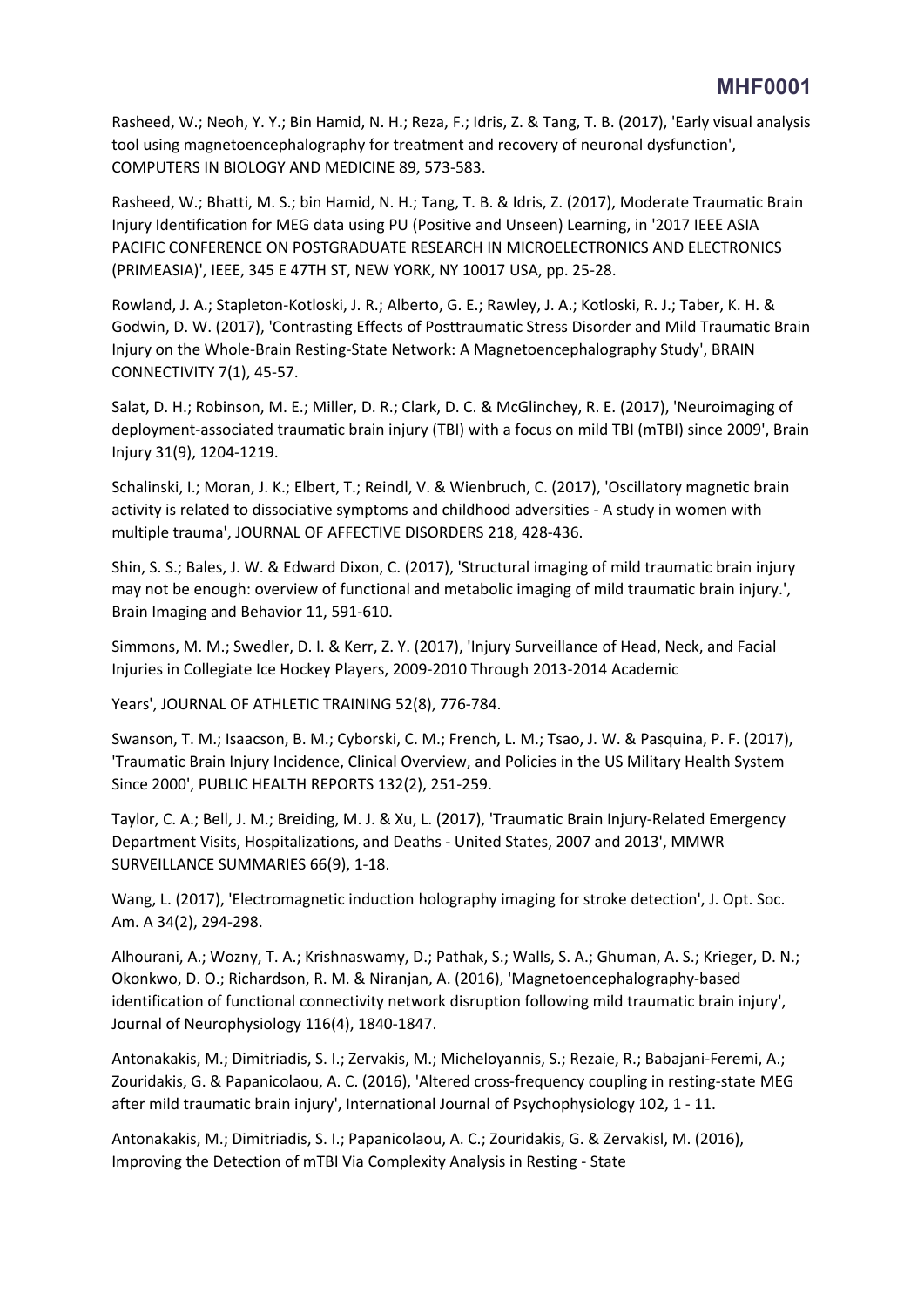Rasheed, W.; Neoh, Y. Y.; Bin Hamid, N. H.; Reza, F.; Idris, Z. & Tang, T. B. (2017), 'Early visual analysis tool using magnetoencephalography for treatment and recovery of neuronal dysfunction', COMPUTERS IN BIOLOGY AND MEDICINE 89, 573-583.

Rasheed, W.; Bhatti, M. S.; bin Hamid, N. H.; Tang, T. B. & Idris, Z. (2017), Moderate Traumatic Brain Injury Identification for MEG data using PU (Positive and Unseen) Learning, in '2017 IEEE ASIA PACIFIC CONFERENCE ON POSTGRADUATE RESEARCH IN MICROELECTRONICS AND ELECTRONICS (PRIMEASIA)', IEEE, 345 E 47TH ST, NEW YORK, NY 10017 USA, pp. 25-28.

Rowland, J. A.; Stapleton-Kotloski, J. R.; Alberto, G. E.; Rawley, J. A.; Kotloski, R. J.; Taber, K. H. & Godwin, D. W. (2017), 'Contrasting Effects of Posttraumatic Stress Disorder and Mild Traumatic Brain Injury on the Whole-Brain Resting-State Network: A Magnetoencephalography Study', BRAIN CONNECTIVITY 7(1), 45-57.

Salat, D. H.; Robinson, M. E.; Miller, D. R.; Clark, D. C. & McGlinchey, R. E. (2017), 'Neuroimaging of deployment-associated traumatic brain injury (TBI) with a focus on mild TBI (mTBI) since 2009', Brain Injury 31(9), 1204-1219.

Schalinski, I.; Moran, J. K.; Elbert, T.; Reindl, V. & Wienbruch, C. (2017), 'Oscillatory magnetic brain activity is related to dissociative symptoms and childhood adversities - A study in women with multiple trauma', JOURNAL OF AFFECTIVE DISORDERS 218, 428-436.

Shin, S. S.; Bales, J. W. & Edward Dixon, C. (2017), 'Structural imaging of mild traumatic brain injury may not be enough: overview of functional and metabolic imaging of mild traumatic brain injury.', Brain Imaging and Behavior 11, 591-610.

Simmons, M. M.; Swedler, D. I. & Kerr, Z. Y. (2017), 'Injury Surveillance of Head, Neck, and Facial Injuries in Collegiate Ice Hockey Players, 2009-2010 Through 2013-2014 Academic

Years', JOURNAL OF ATHLETIC TRAINING 52(8), 776-784.

Swanson, T. M.; Isaacson, B. M.; Cyborski, C. M.; French, L. M.; Tsao, J. W. & Pasquina, P. F. (2017), 'Traumatic Brain Injury Incidence, Clinical Overview, and Policies in the US Military Health System Since 2000', PUBLIC HEALTH REPORTS 132(2), 251-259.

Taylor, C. A.; Bell, J. M.; Breiding, M. J. & Xu, L. (2017), 'Traumatic Brain Injury-Related Emergency Department Visits, Hospitalizations, and Deaths - United States, 2007 and 2013', MMWR SURVEILLANCE SUMMARIES 66(9), 1-18.

Wang, L. (2017), 'Electromagnetic induction holography imaging for stroke detection', J. Opt. Soc. Am. A 34(2), 294-298.

Alhourani, A.; Wozny, T. A.; Krishnaswamy, D.; Pathak, S.; Walls, S. A.; Ghuman, A. S.; Krieger, D. N.; Okonkwo, D. O.; Richardson, R. M. & Niranjan, A. (2016), 'Magnetoencephalography-based identification of functional connectivity network disruption following mild traumatic brain injury', Journal of Neurophysiology 116(4), 1840-1847.

Antonakakis, M.; Dimitriadis, S. I.; Zervakis, M.; Micheloyannis, S.; Rezaie, R.; Babajani-Feremi, A.; Zouridakis, G. & Papanicolaou, A. C. (2016), 'Altered cross-frequency coupling in resting-state MEG after mild traumatic brain injury', International Journal of Psychophysiology 102, 1 - 11.

Antonakakis, M.; Dimitriadis, S. I.; Papanicolaou, A. C.; Zouridakis, G. & Zervakisl, M. (2016), Improving the Detection of mTBI Via Complexity Analysis in Resting - State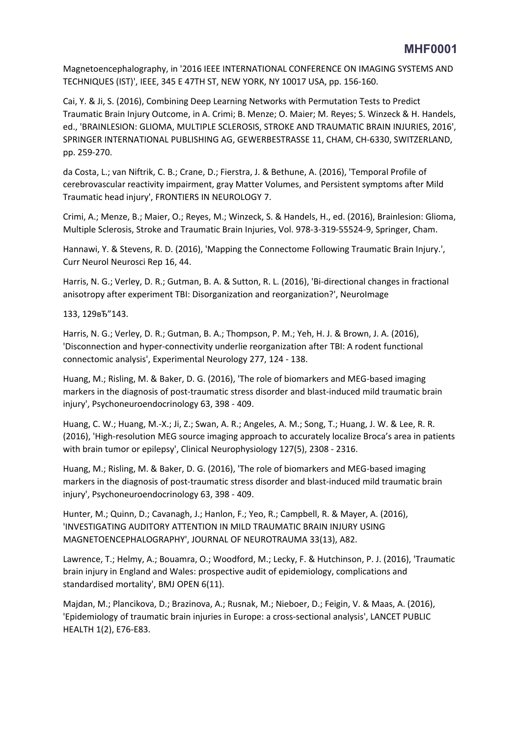Magnetoencephalography, in '2016 IEEE INTERNATIONAL CONFERENCE ON IMAGING SYSTEMS AND TECHNIQUES (IST)', IEEE, 345 E 47TH ST, NEW YORK, NY 10017 USA, pp. 156-160.

Cai, Y. & Ji, S. (2016), Combining Deep Learning Networks with Permutation Tests to Predict Traumatic Brain Injury Outcome, in A. Crimi; B. Menze; O. Maier; M. Reyes; S. Winzeck & H. Handels, ed., 'BRAINLESION: GLIOMA, MULTIPLE SCLEROSIS, STROKE AND TRAUMATIC BRAIN INJURIES, 2016', SPRINGER INTERNATIONAL PUBLISHING AG, GEWERBESTRASSE 11, CHAM, CH-6330, SWITZERLAND, pp. 259-270.

da Costa, L.; van Niftrik, C. B.; Crane, D.; Fierstra, J. & Bethune, A. (2016), 'Temporal Profile of cerebrovascular reactivity impairment, gray Matter Volumes, and Persistent symptoms after Mild Traumatic head injury', FRONTIERS IN NEUROLOGY 7.

Crimi, A.; Menze, B.; Maier, O.; Reyes, M.; Winzeck, S. & Handels, H., ed. (2016), Brainlesion: Glioma, Multiple Sclerosis, Stroke and Traumatic Brain Injuries, Vol. 978-3-319-55524-9, Springer, Cham.

Hannawi, Y. & Stevens, R. D. (2016), 'Mapping the Connectome Following Traumatic Brain Injury.', Curr Neurol Neurosci Rep 16, 44.

Harris, N. G.; Verley, D. R.; Gutman, B. A. & Sutton, R. L. (2016), 'Bi-directional changes in fractional anisotropy after experiment TBI: Disorganization and reorganization?', NeuroImage

133, 129вЂ"143.

Harris, N. G.; Verley, D. R.; Gutman, B. A.; Thompson, P. M.; Yeh, H. J. & Brown, J. A. (2016), 'Disconnection and hyper-connectivity underlie reorganization after TBI: A rodent functional connectomic analysis', Experimental Neurology 277, 124 - 138.

Huang, M.; Risling, M. & Baker, D. G. (2016), 'The role of biomarkers and MEG-based imaging markers in the diagnosis of post-traumatic stress disorder and blast-induced mild traumatic brain injury', Psychoneuroendocrinology 63, 398 - 409.

Huang, C. W.; Huang, M.-X.; Ji, Z.; Swan, A. R.; Angeles, A. M.; Song, T.; Huang, J. W. & Lee, R. R. (2016), 'High-resolution MEG source imaging approach to accurately localize Broca's area in patients with brain tumor or epilepsy', Clinical Neurophysiology 127(5), 2308 - 2316.

Huang, M.; Risling, M. & Baker, D. G. (2016), 'The role of biomarkers and MEG-based imaging markers in the diagnosis of post-traumatic stress disorder and blast-induced mild traumatic brain injury', Psychoneuroendocrinology 63, 398 - 409.

Hunter, M.; Quinn, D.; Cavanagh, J.; Hanlon, F.; Yeo, R.; Campbell, R. & Mayer, A. (2016), 'INVESTIGATING AUDITORY ATTENTION IN MILD TRAUMATIC BRAIN INJURY USING MAGNETOENCEPHALOGRAPHY', JOURNAL OF NEUROTRAUMA 33(13), A82.

Lawrence, T.; Helmy, A.; Bouamra, O.; Woodford, M.; Lecky, F. & Hutchinson, P. J. (2016), 'Traumatic brain injury in England and Wales: prospective audit of epidemiology, complications and standardised mortality', BMJ OPEN 6(11).

Majdan, M.; Plancikova, D.; Brazinova, A.; Rusnak, M.; Nieboer, D.; Feigin, V. & Maas, A. (2016), 'Epidemiology of traumatic brain injuries in Europe: a cross-sectional analysis', LANCET PUBLIC HEALTH 1(2), E76-E83.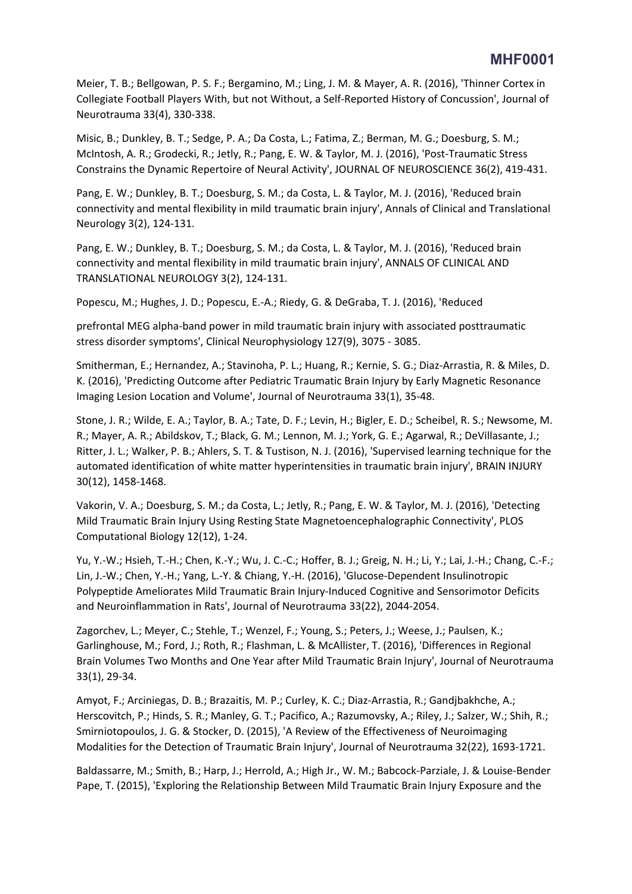Meier, T. B.; Bellgowan, P. S. F.; Bergamino, M.; Ling, J. M. & Mayer, A. R. (2016), 'Thinner Cortex in Collegiate Football Players With, but not Without, a Self-Reported History of Concussion', Journal of Neurotrauma 33(4), 330-338.

Misic, B.; Dunkley, B. T.; Sedge, P. A.; Da Costa, L.; Fatima, Z.; Berman, M. G.; Doesburg, S. M.; McIntosh, A. R.; Grodecki, R.; Jetly, R.; Pang, E. W. & Taylor, M. J. (2016), 'Post-Traumatic Stress Constrains the Dynamic Repertoire of Neural Activity', JOURNAL OF NEUROSCIENCE 36(2), 419-431.

Pang, E. W.; Dunkley, B. T.; Doesburg, S. M.; da Costa, L. & Taylor, M. J. (2016), 'Reduced brain connectivity and mental flexibility in mild traumatic brain injury', Annals of Clinical and Translational Neurology 3(2), 124-131.

Pang, E. W.; Dunkley, B. T.; Doesburg, S. M.; da Costa, L. & Taylor, M. J. (2016), 'Reduced brain connectivity and mental flexibility in mild traumatic brain injury', ANNALS OF CLINICAL AND TRANSLATIONAL NEUROLOGY 3(2), 124-131.

Popescu, M.; Hughes, J. D.; Popescu, E.-A.; Riedy, G. & DeGraba, T. J. (2016), 'Reduced

prefrontal MEG alpha-band power in mild traumatic brain injury with associated posttraumatic stress disorder symptoms', Clinical Neurophysiology 127(9), 3075 - 3085.

Smitherman, E.; Hernandez, A.; Stavinoha, P. L.; Huang, R.; Kernie, S. G.; Diaz-Arrastia, R. & Miles, D. K. (2016), 'Predicting Outcome after Pediatric Traumatic Brain Injury by Early Magnetic Resonance Imaging Lesion Location and Volume', Journal of Neurotrauma 33(1), 35-48.

Stone, J. R.; Wilde, E. A.; Taylor, B. A.; Tate, D. F.; Levin, H.; Bigler, E. D.; Scheibel, R. S.; Newsome, M. R.; Mayer, A. R.; Abildskov, T.; Black, G. M.; Lennon, M. J.; York, G. E.; Agarwal, R.; DeVillasante, J.; Ritter, J. L.; Walker, P. B.; Ahlers, S. T. & Tustison, N. J. (2016), 'Supervised learning technique for the automated identification of white matter hyperintensities in traumatic brain injury', BRAIN INJURY 30(12), 1458-1468.

Vakorin, V. A.; Doesburg, S. M.; da Costa, L.; Jetly, R.; Pang, E. W. & Taylor, M. J. (2016), 'Detecting Mild Traumatic Brain Injury Using Resting State Magnetoencephalographic Connectivity', PLOS Computational Biology 12(12), 1-24.

Yu, Y.-W.; Hsieh, T.-H.; Chen, K.-Y.; Wu, J. C.-C.; Hoffer, B. J.; Greig, N. H.; Li, Y.; Lai, J.-H.; Chang, C.-F.; Lin, J.-W.; Chen, Y.-H.; Yang, L.-Y. & Chiang, Y.-H. (2016), 'Glucose-Dependent Insulinotropic Polypeptide Ameliorates Mild Traumatic Brain Injury-Induced Cognitive and Sensorimotor Deficits and Neuroinflammation in Rats', Journal of Neurotrauma 33(22), 2044-2054.

Zagorchev, L.; Meyer, C.; Stehle, T.; Wenzel, F.; Young, S.; Peters, J.; Weese, J.; Paulsen, K.; Garlinghouse, M.; Ford, J.; Roth, R.; Flashman, L. & McAllister, T. (2016), 'Differences in Regional Brain Volumes Two Months and One Year after Mild Traumatic Brain Injury', Journal of Neurotrauma 33(1), 29-34.

Amyot, F.; Arciniegas, D. B.; Brazaitis, M. P.; Curley, K. C.; Diaz-Arrastia, R.; Gandjbakhche, A.; Herscovitch, P.; Hinds, S. R.; Manley, G. T.; Pacifico, A.; Razumovsky, A.; Riley, J.; Salzer, W.; Shih, R.; Smirniotopoulos, J. G. & Stocker, D. (2015), 'A Review of the Effectiveness of Neuroimaging Modalities for the Detection of Traumatic Brain Injury', Journal of Neurotrauma 32(22), 1693-1721.

Baldassarre, M.; Smith, B.; Harp, J.; Herrold, A.; High Jr., W. M.; Babcock-Parziale, J. & Louise-Bender Pape, T. (2015), 'Exploring the Relationship Between Mild Traumatic Brain Injury Exposure and the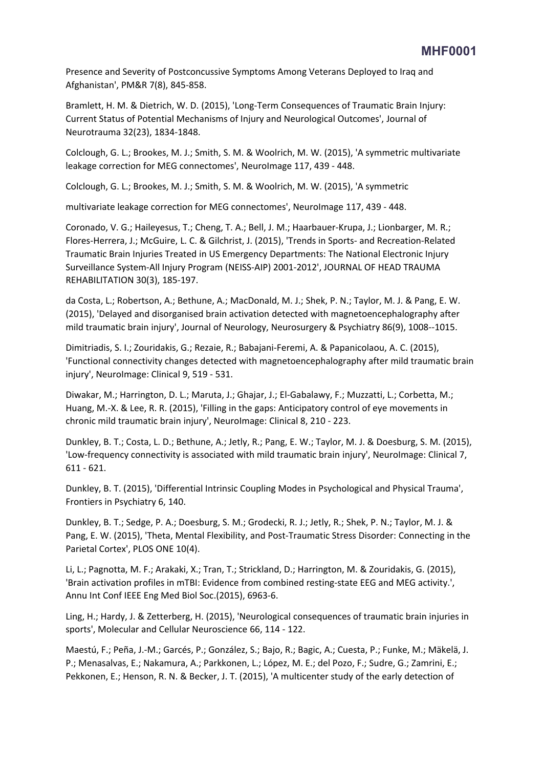Presence and Severity of Postconcussive Symptoms Among Veterans Deployed to Iraq and Afghanistan', PM&R 7(8), 845-858.

Bramlett, H. M. & Dietrich, W. D. (2015), 'Long-Term Consequences of Traumatic Brain Injury: Current Status of Potential Mechanisms of Injury and Neurological Outcomes', Journal of Neurotrauma 32(23), 1834-1848.

Colclough, G. L.; Brookes, M. J.; Smith, S. M. & Woolrich, M. W. (2015), 'A symmetric multivariate leakage correction for MEG connectomes', NeuroImage 117, 439 - 448.

Colclough, G. L.; Brookes, M. J.; Smith, S. M. & Woolrich, M. W. (2015), 'A symmetric

multivariate leakage correction for MEG connectomes', NeuroImage 117, 439 - 448.

Coronado, V. G.; Haileyesus, T.; Cheng, T. A.; Bell, J. M.; Haarbauer-Krupa, J.; Lionbarger, M. R.; Flores-Herrera, J.; McGuire, L. C. & Gilchrist, J. (2015), 'Trends in Sports- and Recreation-Related Traumatic Brain Injuries Treated in US Emergency Departments: The National Electronic Injury Surveillance System-All Injury Program (NEISS-AIP) 2001-2012', JOURNAL OF HEAD TRAUMA REHABILITATION 30(3), 185-197.

da Costa, L.; Robertson, A.; Bethune, A.; MacDonald, M. J.; Shek, P. N.; Taylor, M. J. & Pang, E. W. (2015), 'Delayed and disorganised brain activation detected with magnetoencephalography after mild traumatic brain injury', Journal of Neurology, Neurosurgery & Psychiatry 86(9), 1008--1015.

Dimitriadis, S. I.; Zouridakis, G.; Rezaie, R.; Babajani-Feremi, A. & Papanicolaou, A. C. (2015), 'Functional connectivity changes detected with magnetoencephalography after mild traumatic brain injury', NeuroImage: Clinical 9, 519 - 531.

Diwakar, M.; Harrington, D. L.; Maruta, J.; Ghajar, J.; El-Gabalawy, F.; Muzzatti, L.; Corbetta, M.; Huang, M.-X. & Lee, R. R. (2015), 'Filling in the gaps: Anticipatory control of eye movements in chronic mild traumatic brain injury', NeuroImage: Clinical 8, 210 - 223.

Dunkley, B. T.; Costa, L. D.; Bethune, A.; Jetly, R.; Pang, E. W.; Taylor, M. J. & Doesburg, S. M. (2015), 'Low-frequency connectivity is associated with mild traumatic brain injury', NeuroImage: Clinical 7, 611 - 621.

Dunkley, B. T. (2015), 'Differential Intrinsic Coupling Modes in Psychological and Physical Trauma', Frontiers in Psychiatry 6, 140.

Dunkley, B. T.; Sedge, P. A.; Doesburg, S. M.; Grodecki, R. J.; Jetly, R.; Shek, P. N.; Taylor, M. J. & Pang, E. W. (2015), 'Theta, Mental Flexibility, and Post-Traumatic Stress Disorder: Connecting in the Parietal Cortex', PLOS ONE 10(4).

Li, L.; Pagnotta, M. F.; Arakaki, X.; Tran, T.; Strickland, D.; Harrington, M. & Zouridakis, G. (2015), 'Brain activation profiles in mTBI: Evidence from combined resting-state EEG and MEG activity.', Annu Int Conf IEEE Eng Med Biol Soc.(2015), 6963-6.

Ling, H.; Hardy, J. & Zetterberg, H. (2015), 'Neurological consequences of traumatic brain injuries in sports', Molecular and Cellular Neuroscience 66, 114 - 122.

Maestú, F.; Peña, J.-M.; Garcés, P.; González, S.; Bajo, R.; Bagic, A.; Cuesta, P.; Funke, M.; Mäkelä, J. P.; Menasalvas, E.; Nakamura, A.; Parkkonen, L.; López, M. E.; del Pozo, F.; Sudre, G.; Zamrini, E.; Pekkonen, E.; Henson, R. N. & Becker, J. T. (2015), 'A multicenter study of the early detection of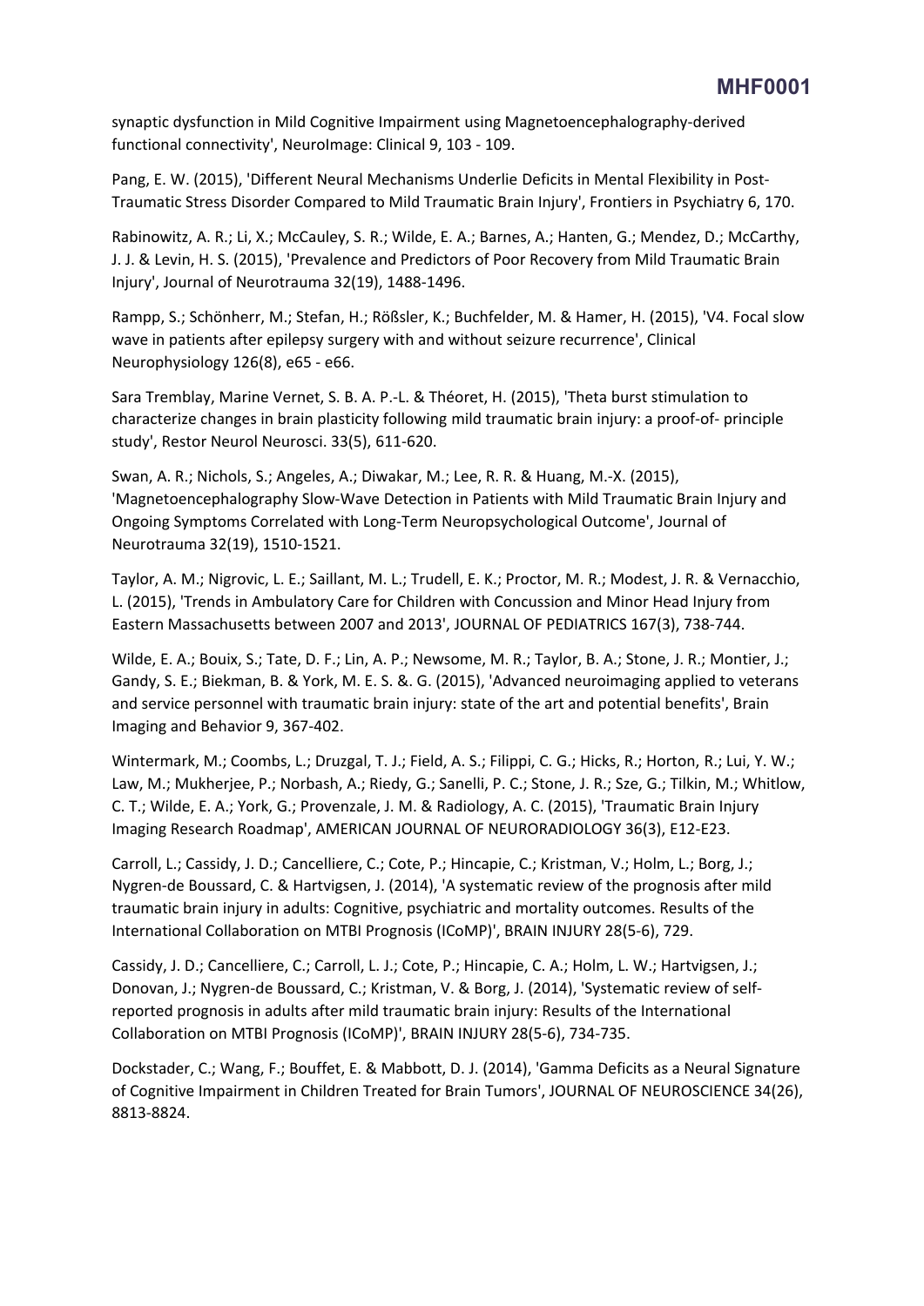synaptic dysfunction in Mild Cognitive Impairment using Magnetoencephalography-derived functional connectivity', NeuroImage: Clinical 9, 103 - 109.

Pang, E. W. (2015), 'Different Neural Mechanisms Underlie Deficits in Mental Flexibility in Post-Traumatic Stress Disorder Compared to Mild Traumatic Brain Injury', Frontiers in Psychiatry 6, 170.

Rabinowitz, A. R.; Li, X.; McCauley, S. R.; Wilde, E. A.; Barnes, A.; Hanten, G.; Mendez, D.; McCarthy, J. J. & Levin, H. S. (2015), 'Prevalence and Predictors of Poor Recovery from Mild Traumatic Brain Injury', Journal of Neurotrauma 32(19), 1488-1496.

Rampp, S.; Schönherr, M.; Stefan, H.; Rößsler, K.; Buchfelder, M. & Hamer, H. (2015), 'V4. Focal slow wave in patients after epilepsy surgery with and without seizure recurrence', Clinical Neurophysiology 126(8), e65 - e66.

Sara Tremblay, Marine Vernet, S. B. A. P.-L. & Théoret, H. (2015), 'Theta burst stimulation to characterize changes in brain plasticity following mild traumatic brain injury: a proof-of- principle study', Restor Neurol Neurosci. 33(5), 611-620.

Swan, A. R.; Nichols, S.; Angeles, A.; Diwakar, M.; Lee, R. R. & Huang, M.-X. (2015), 'Magnetoencephalography Slow-Wave Detection in Patients with Mild Traumatic Brain Injury and Ongoing Symptoms Correlated with Long-Term Neuropsychological Outcome', Journal of Neurotrauma 32(19), 1510-1521.

Taylor, A. M.; Nigrovic, L. E.; Saillant, M. L.; Trudell, E. K.; Proctor, M. R.; Modest, J. R. & Vernacchio, L. (2015), 'Trends in Ambulatory Care for Children with Concussion and Minor Head Injury from Eastern Massachusetts between 2007 and 2013', JOURNAL OF PEDIATRICS 167(3), 738-744.

Wilde, E. A.; Bouix, S.; Tate, D. F.; Lin, A. P.; Newsome, M. R.; Taylor, B. A.; Stone, J. R.; Montier, J.; Gandy, S. E.; Biekman, B. & York, M. E. S. &. G. (2015), 'Advanced neuroimaging applied to veterans and service personnel with traumatic brain injury: state of the art and potential benefits', Brain Imaging and Behavior 9, 367-402.

Wintermark, M.; Coombs, L.; Druzgal, T. J.; Field, A. S.; Filippi, C. G.; Hicks, R.; Horton, R.; Lui, Y. W.; Law, M.; Mukherjee, P.; Norbash, A.; Riedy, G.; Sanelli, P. C.; Stone, J. R.; Sze, G.; Tilkin, M.; Whitlow, C. T.; Wilde, E. A.; York, G.; Provenzale, J. M. & Radiology, A. C. (2015), 'Traumatic Brain Injury Imaging Research Roadmap', AMERICAN JOURNAL OF NEURORADIOLOGY 36(3), E12-E23.

Carroll, L.; Cassidy, J. D.; Cancelliere, C.; Cote, P.; Hincapie, C.; Kristman, V.; Holm, L.; Borg, J.; Nygren-de Boussard, C. & Hartvigsen, J. (2014), 'A systematic review of the prognosis after mild traumatic brain injury in adults: Cognitive, psychiatric and mortality outcomes. Results of the International Collaboration on MTBI Prognosis (ICoMP)', BRAIN INJURY 28(5-6), 729.

Cassidy, J. D.; Cancelliere, C.; Carroll, L. J.; Cote, P.; Hincapie, C. A.; Holm, L. W.; Hartvigsen, J.; Donovan, J.; Nygren-de Boussard, C.; Kristman, V. & Borg, J. (2014), 'Systematic review of self-reported prognosis in adults after mild traumatic brain injury: Results of the International Collaboration on MTBI Prognosis (ICoMP)', BRAIN INJURY 28(5-6), 734-735.

Dockstader, C.; Wang, F.; Bouffet, E. & Mabbott, D. J. (2014), 'Gamma Deficits as a Neural Signature of Cognitive Impairment in Children Treated for Brain Tumors', JOURNAL OF NEUROSCIENCE 34(26), 8813-8824.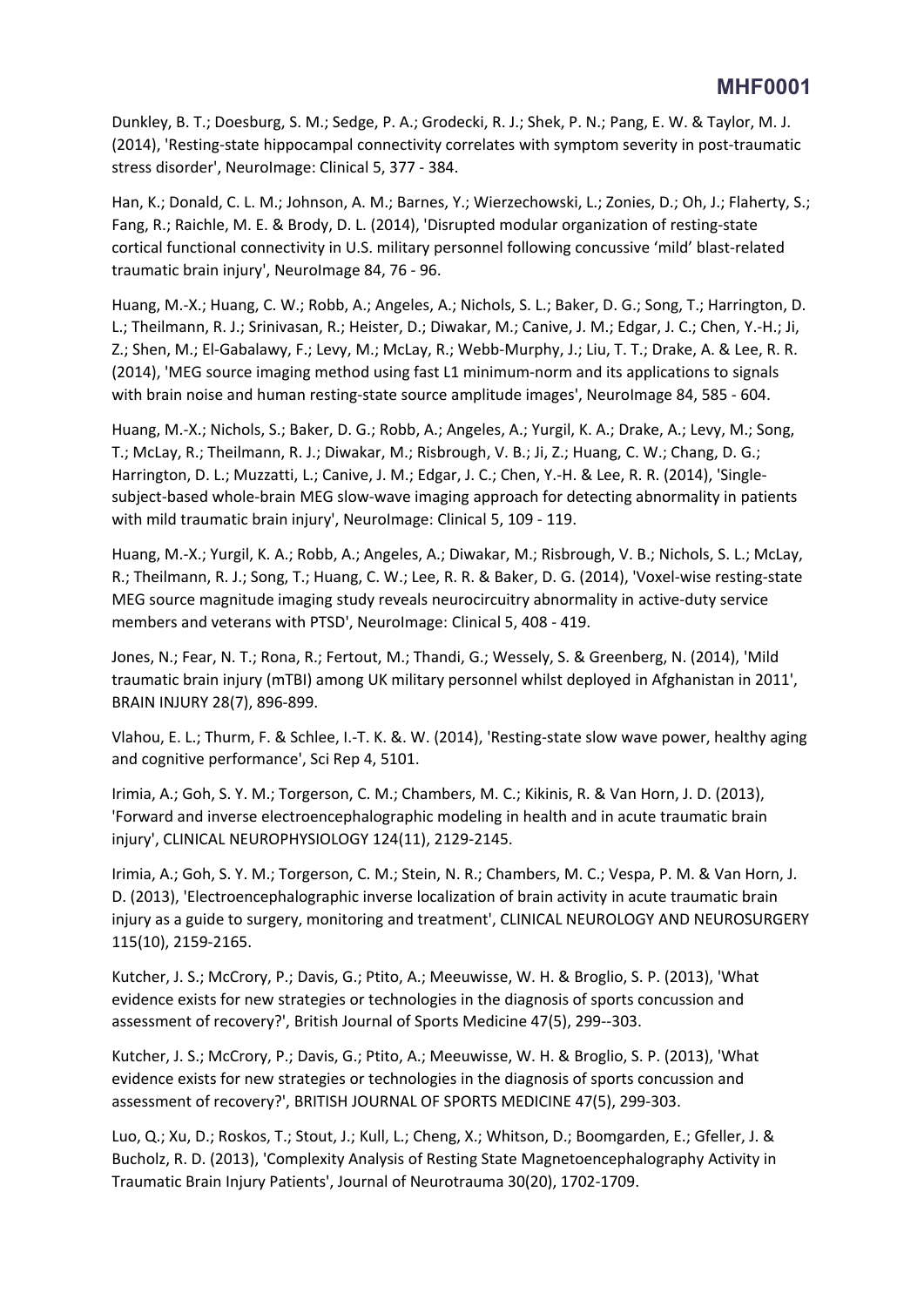Dunkley, B. T.; Doesburg, S. M.; Sedge, P. A.; Grodecki, R. J.; Shek, P. N.; Pang, E. W. & Taylor, M. J. (2014), 'Resting-state hippocampal connectivity correlates with symptom severity in post-traumatic stress disorder', NeuroImage: Clinical 5, 377 - 384.

Han, K.; Donald, C. L. M.; Johnson, A. M.; Barnes, Y.; Wierzechowski, L.; Zonies, D.; Oh, J.; Flaherty, S.; Fang, R.; Raichle, M. E. & Brody, D. L. (2014), 'Disrupted modular organization of resting-state cortical functional connectivity in U.S. military personnel following concussive 'mild' blast-related traumatic brain injury', NeuroImage 84, 76 - 96.

Huang, M.-X.; Huang, C. W.; Robb, A.; Angeles, A.; Nichols, S. L.; Baker, D. G.; Song, T.; Harrington, D. L.; Theilmann, R. J.; Srinivasan, R.; Heister, D.; Diwakar, M.; Canive, J. M.; Edgar, J. C.; Chen, Y.-H.; Ji, Z.; Shen, M.; El-Gabalawy, F.; Levy, M.; McLay, R.; Webb-Murphy, J.; Liu, T. T.; Drake, A. & Lee, R. R. (2014), 'MEG source imaging method using fast L1 minimum-norm and its applications to signals with brain noise and human resting-state source amplitude images', NeuroImage 84, 585 - 604.

Huang, M.-X.; Nichols, S.; Baker, D. G.; Robb, A.; Angeles, A.; Yurgil, K. A.; Drake, A.; Levy, M.; Song, T.; McLay, R.; Theilmann, R. J.; Diwakar, M.; Risbrough, V. B.; Ji, Z.; Huang, C. W.; Chang, D. G.; Harrington, D. L.; Muzzatti, L.; Canive, J. M.; Edgar, J. C.; Chen, Y.-H. & Lee, R. R. (2014), 'Single-subject-based whole-brain MEG slow-wave imaging approach for detecting abnormality in patients with mild traumatic brain injury', NeuroImage: Clinical 5, 109 - 119.

Huang, M.-X.; Yurgil, K. A.; Robb, A.; Angeles, A.; Diwakar, M.; Risbrough, V. B.; Nichols, S. L.; McLay, R.; Theilmann, R. J.; Song, T.; Huang, C. W.; Lee, R. R. & Baker, D. G. (2014), 'Voxel-wise resting-state MEG source magnitude imaging study reveals neurocircuitry abnormality in active-duty service members and veterans with PTSD', NeuroImage: Clinical 5, 408 - 419.

Jones, N.; Fear, N. T.; Rona, R.; Fertout, M.; Thandi, G.; Wessely, S. & Greenberg, N. (2014), 'Mild traumatic brain injury (mTBI) among UK military personnel whilst deployed in Afghanistan in 2011', BRAIN INJURY 28(7), 896-899.

Vlahou, E. L.; Thurm, F. & Schlee, I.-T. K. &. W. (2014), 'Resting-state slow wave power, healthy aging and cognitive performance', Sci Rep 4, 5101.

Irimia, A.; Goh, S. Y. M.; Torgerson, C. M.; Chambers, M. C.; Kikinis, R. & Van Horn, J. D. (2013), 'Forward and inverse electroencephalographic modeling in health and in acute traumatic brain injury', CLINICAL NEUROPHYSIOLOGY 124(11), 2129-2145.

Irimia, A.; Goh, S. Y. M.; Torgerson, C. M.; Stein, N. R.; Chambers, M. C.; Vespa, P. M. & Van Horn, J. D. (2013), 'Electroencephalographic inverse localization of brain activity in acute traumatic brain injury as a guide to surgery, monitoring and treatment', CLINICAL NEUROLOGY AND NEUROSURGERY 115(10), 2159-2165.

Kutcher, J. S.; McCrory, P.; Davis, G.; Ptito, A.; Meeuwisse, W. H. & Broglio, S. P. (2013), 'What evidence exists for new strategies or technologies in the diagnosis of sports concussion and assessment of recovery?', British Journal of Sports Medicine 47(5), 299--303.

Kutcher, J. S.; McCrory, P.; Davis, G.; Ptito, A.; Meeuwisse, W. H. & Broglio, S. P. (2013), 'What evidence exists for new strategies or technologies in the diagnosis of sports concussion and assessment of recovery?', BRITISH JOURNAL OF SPORTS MEDICINE 47(5), 299-303.

Luo, Q.; Xu, D.; Roskos, T.; Stout, J.; Kull, L.; Cheng, X.; Whitson, D.; Boomgarden, E.; Gfeller, J. & Bucholz, R. D. (2013), 'Complexity Analysis of Resting State Magnetoencephalography Activity in Traumatic Brain Injury Patients', Journal of Neurotrauma 30(20), 1702-1709.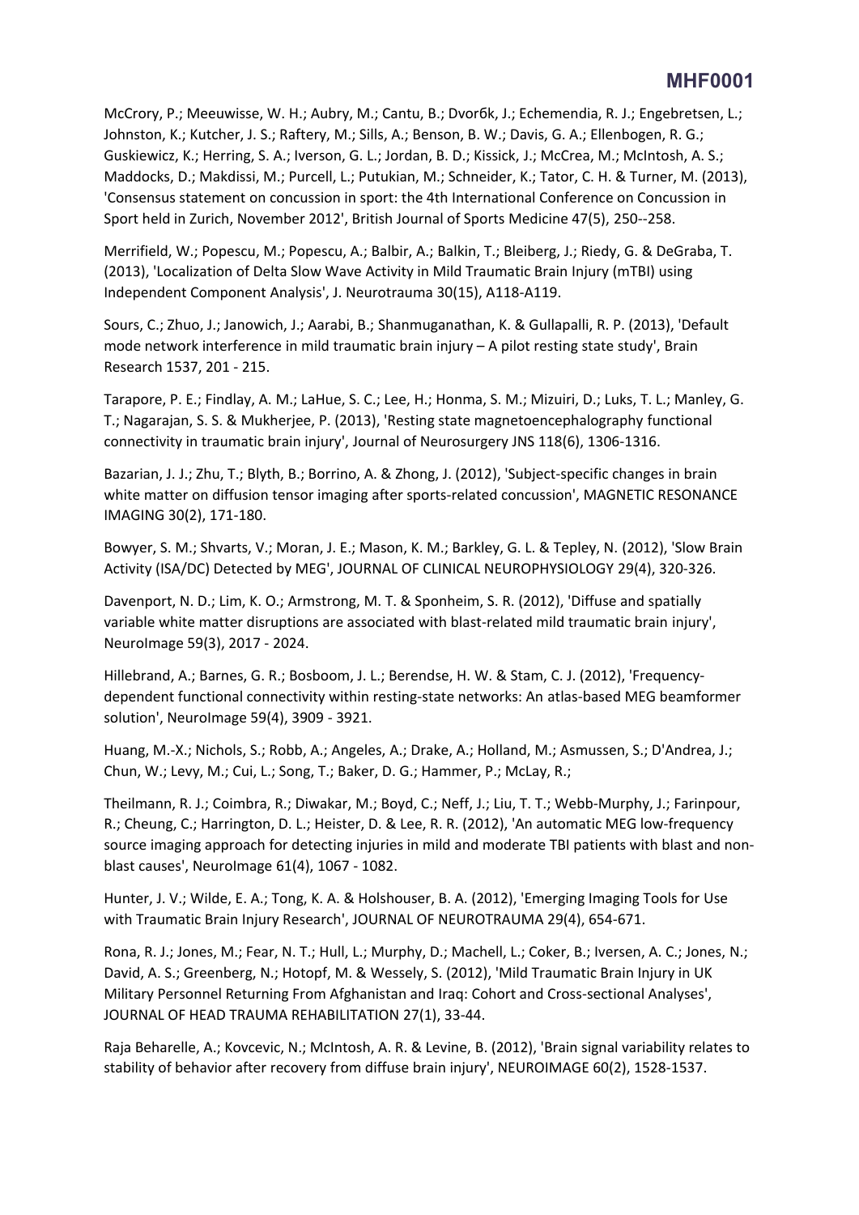McCrory, P.; Meeuwisse, W. H.; Aubry, M.; Cantu, B.; Dvorбk, J.; Echemendia, R. J.; Engebretsen, L.; Johnston, K.; Kutcher, J. S.; Raftery, M.; Sills, A.; Benson, B. W.; Davis, G. A.; Ellenbogen, R. G.; Guskiewicz, K.; Herring, S. A.; Iverson, G. L.; Jordan, B. D.; Kissick, J.; McCrea, M.; McIntosh, A. S.; Maddocks, D.; Makdissi, M.; Purcell, L.; Putukian, M.; Schneider, K.; Tator, C. H. & Turner, M. (2013), 'Consensus statement on concussion in sport: the 4th International Conference on Concussion in Sport held in Zurich, November 2012', British Journal of Sports Medicine 47(5), 250--258.

Merrifield, W.; Popescu, M.; Popescu, A.; Balbir, A.; Balkin, T.; Bleiberg, J.; Riedy, G. & DeGraba, T. (2013), 'Localization of Delta Slow Wave Activity in Mild Traumatic Brain Injury (mTBI) using Independent Component Analysis', J. Neurotrauma 30(15), A118-A119.

Sours, C.; Zhuo, J.; Janowich, J.; Aarabi, B.; Shanmuganathan, K. & Gullapalli, R. P. (2013), 'Default mode network interference in mild traumatic brain injury – A pilot resting state study', Brain Research 1537, 201 - 215.

Tarapore, P. E.; Findlay, A. M.; LaHue, S. C.; Lee, H.; Honma, S. M.; Mizuiri, D.; Luks, T. L.; Manley, G. T.; Nagarajan, S. S. & Mukherjee, P. (2013), 'Resting state magnetoencephalography functional connectivity in traumatic brain injury', Journal of Neurosurgery JNS 118(6), 1306-1316.

Bazarian, J. J.; Zhu, T.; Blyth, B.; Borrino, A. & Zhong, J. (2012), 'Subject-specific changes in brain white matter on diffusion tensor imaging after sports-related concussion', MAGNETIC RESONANCE IMAGING 30(2), 171-180.

Bowyer, S. M.; Shvarts, V.; Moran, J. E.; Mason, K. M.; Barkley, G. L. & Tepley, N. (2012), 'Slow Brain Activity (ISA/DC) Detected by MEG', JOURNAL OF CLINICAL NEUROPHYSIOLOGY 29(4), 320-326.

Davenport, N. D.; Lim, K. O.; Armstrong, M. T. & Sponheim, S. R. (2012), 'Diffuse and spatially variable white matter disruptions are associated with blast-related mild traumatic brain injury', NeuroImage 59(3), 2017 - 2024.

Hillebrand, A.; Barnes, G. R.; Bosboom, J. L.; Berendse, H. W. & Stam, C. J. (2012), 'Frequency-dependent functional connectivity within resting-state networks: An atlas-based MEG beamformer solution', NeuroImage 59(4), 3909 - 3921.

Huang, M.-X.; Nichols, S.; Robb, A.; Angeles, A.; Drake, A.; Holland, M.; Asmussen, S.; D'Andrea, J.; Chun, W.; Levy, M.; Cui, L.; Song, T.; Baker, D. G.; Hammer, P.; McLay, R.;

Theilmann, R. J.; Coimbra, R.; Diwakar, M.; Boyd, C.; Neff, J.; Liu, T. T.; Webb-Murphy, J.; Farinpour, R.; Cheung, C.; Harrington, D. L.; Heister, D. & Lee, R. R. (2012), 'An automatic MEG low-frequency source imaging approach for detecting injuries in mild and moderate TBI patients with blast and non-blast causes', NeuroImage 61(4), 1067 - 1082.

Hunter, J. V.; Wilde, E. A.; Tong, K. A. & Holshouser, B. A. (2012), 'Emerging Imaging Tools for Use with Traumatic Brain Injury Research', JOURNAL OF NEUROTRAUMA 29(4), 654-671.

Rona, R. J.; Jones, M.; Fear, N. T.; Hull, L.; Murphy, D.; Machell, L.; Coker, B.; Iversen, A. C.; Jones, N.; David, A. S.; Greenberg, N.; Hotopf, M. & Wessely, S. (2012), 'Mild Traumatic Brain Injury in UK Military Personnel Returning From Afghanistan and Iraq: Cohort and Cross-sectional Analyses', JOURNAL OF HEAD TRAUMA REHABILITATION 27(1), 33-44.

Raja Beharelle, A.; Kovcevic, N.; McIntosh, A. R. & Levine, B. (2012), 'Brain signal variability relates to stability of behavior after recovery from diffuse brain injury', NEUROIMAGE 60(2), 1528-1537.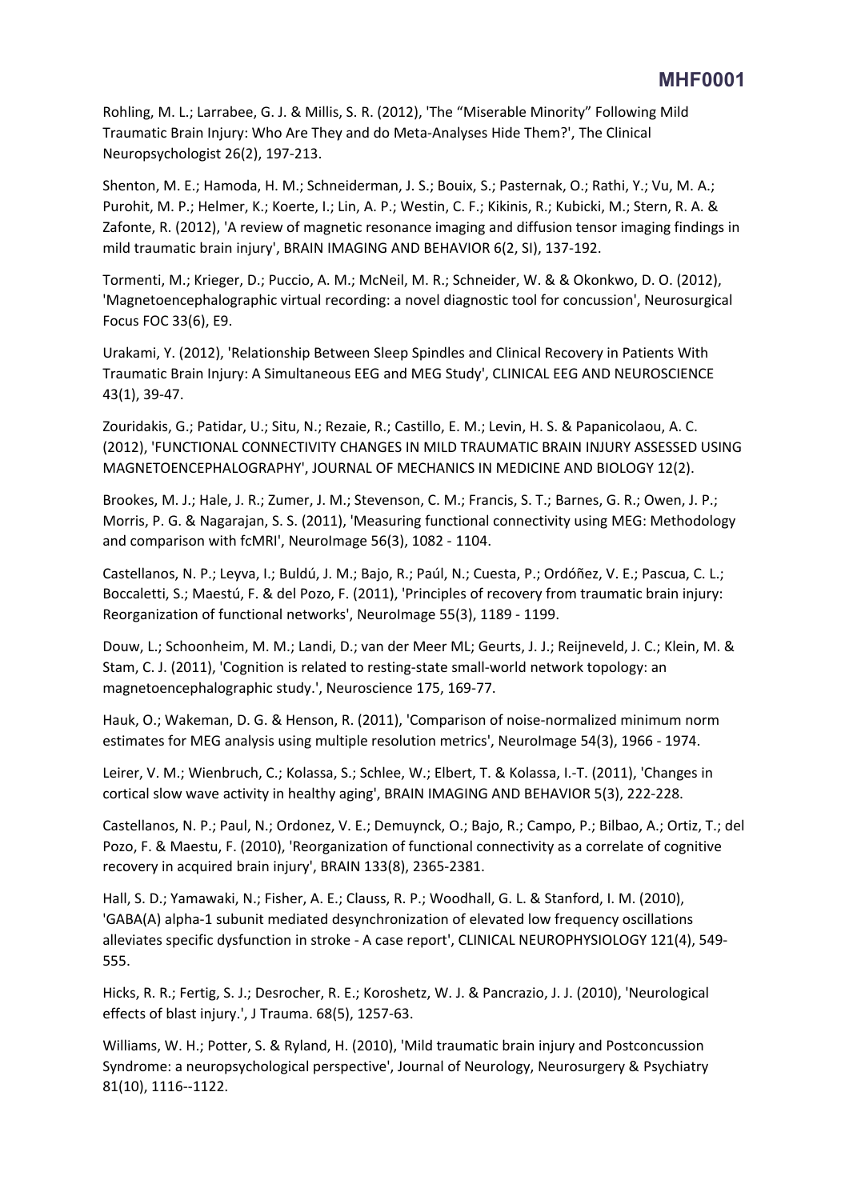Rohling, M. L.; Larrabee, G. J. & Millis, S. R. (2012), 'The "Miserable Minority" Following Mild Traumatic Brain Injury: Who Are They and do Meta-Analyses Hide Them?', The Clinical Neuropsychologist 26(2), 197-213.

Shenton, M. E.; Hamoda, H. M.; Schneiderman, J. S.; Bouix, S.; Pasternak, O.; Rathi, Y.; Vu, M. A.; Purohit, M. P.; Helmer, K.; Koerte, I.; Lin, A. P.; Westin, C. F.; Kikinis, R.; Kubicki, M.; Stern, R. A. & Zafonte, R. (2012), 'A review of magnetic resonance imaging and diffusion tensor imaging findings in mild traumatic brain injury', BRAIN IMAGING AND BEHAVIOR 6(2, SI), 137-192.

Tormenti, M.; Krieger, D.; Puccio, A. M.; McNeil, M. R.; Schneider, W. & & Okonkwo, D. O. (2012), 'Magnetoencephalographic virtual recording: a novel diagnostic tool for concussion', Neurosurgical Focus FOC 33(6), E9.

Urakami, Y. (2012), 'Relationship Between Sleep Spindles and Clinical Recovery in Patients With Traumatic Brain Injury: A Simultaneous EEG and MEG Study', CLINICAL EEG AND NEUROSCIENCE 43(1), 39-47.

Zouridakis, G.; Patidar, U.; Situ, N.; Rezaie, R.; Castillo, E. M.; Levin, H. S. & Papanicolaou, A. C. (2012), 'FUNCTIONAL CONNECTIVITY CHANGES IN MILD TRAUMATIC BRAIN INJURY ASSESSED USING MAGNETOENCEPHALOGRAPHY', JOURNAL OF MECHANICS IN MEDICINE AND BIOLOGY 12(2).

Brookes, M. J.; Hale, J. R.; Zumer, J. M.; Stevenson, C. M.; Francis, S. T.; Barnes, G. R.; Owen, J. P.; Morris, P. G. & Nagarajan, S. S. (2011), 'Measuring functional connectivity using MEG: Methodology and comparison with fcMRI', NeuroImage 56(3), 1082 - 1104.

Castellanos, N. P.; Leyva, I.; Buldú, J. M.; Bajo, R.; Paúl, N.; Cuesta, P.; Ordóñez, V. E.; Pascua, C. L.; Boccaletti, S.; Maestú, F. & del Pozo, F. (2011), 'Principles of recovery from traumatic brain injury: Reorganization of functional networks', NeuroImage 55(3), 1189 - 1199.

Douw, L.; Schoonheim, M. M.; Landi, D.; van der Meer ML; Geurts, J. J.; Reijneveld, J. C.; Klein, M. & Stam, C. J. (2011), 'Cognition is related to resting-state small-world network topology: an magnetoencephalographic study.', Neuroscience 175, 169-77.

Hauk, O.; Wakeman, D. G. & Henson, R. (2011), 'Comparison of noise-normalized minimum norm estimates for MEG analysis using multiple resolution metrics', NeuroImage 54(3), 1966 - 1974.

Leirer, V. M.; Wienbruch, C.; Kolassa, S.; Schlee, W.; Elbert, T. & Kolassa, I.-T. (2011), 'Changes in cortical slow wave activity in healthy aging', BRAIN IMAGING AND BEHAVIOR 5(3), 222-228.

Castellanos, N. P.; Paul, N.; Ordonez, V. E.; Demuynck, O.; Bajo, R.; Campo, P.; Bilbao, A.; Ortiz, T.; del Pozo, F. & Maestu, F. (2010), 'Reorganization of functional connectivity as a correlate of cognitive recovery in acquired brain injury', BRAIN 133(8), 2365-2381.

Hall, S. D.; Yamawaki, N.; Fisher, A. E.; Clauss, R. P.; Woodhall, G. L. & Stanford, I. M. (2010), 'GABA(A) alpha-1 subunit mediated desynchronization of elevated low frequency oscillations alleviates specific dysfunction in stroke - A case report', CLINICAL NEUROPHYSIOLOGY 121(4), 549-555.

Hicks, R. R.; Fertig, S. J.; Desrocher, R. E.; Koroshetz, W. J. & Pancrazio, J. J. (2010), 'Neurological effects of blast injury.', J Trauma. 68(5), 1257-63.

Williams, W. H.; Potter, S. & Ryland, H. (2010), 'Mild traumatic brain injury and Postconcussion Syndrome: a neuropsychological perspective', Journal of Neurology, Neurosurgery & Psychiatry 81(10), 1116--1122.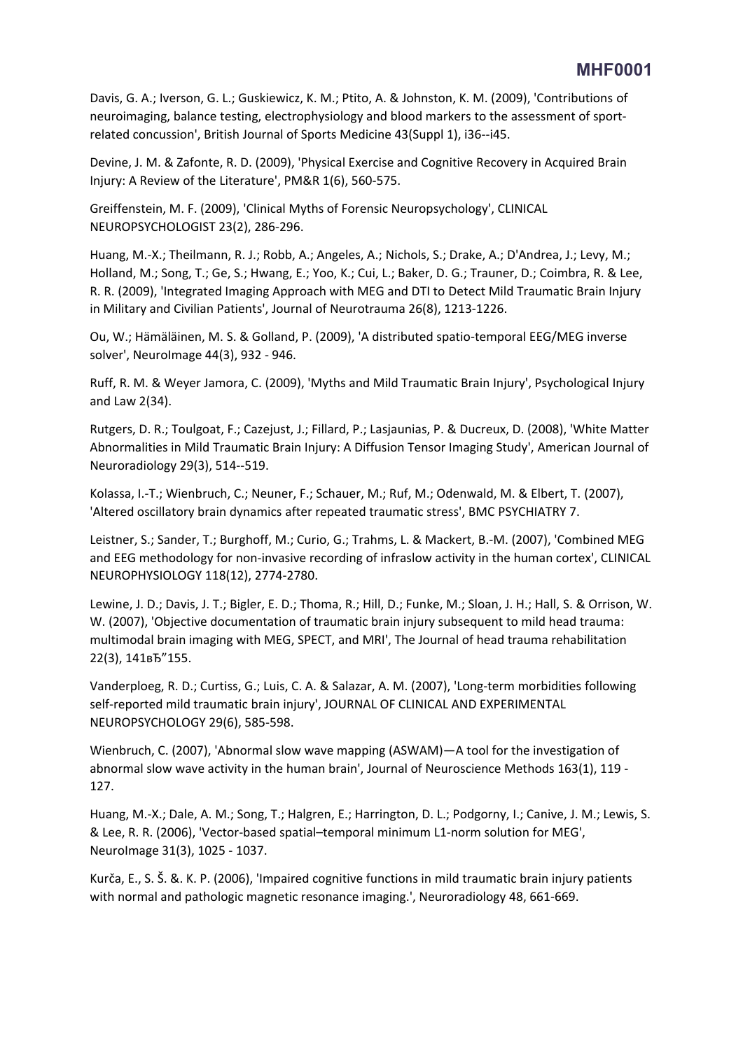Davis, G. A.; Iverson, G. L.; Guskiewicz, K. M.; Ptito, A. & Johnston, K. M. (2009), 'Contributions of neuroimaging, balance testing, electrophysiology and blood markers to the assessment of sport-related concussion', British Journal of Sports Medicine 43(Suppl 1), i36--i45.

Devine, J. M. & Zafonte, R. D. (2009), 'Physical Exercise and Cognitive Recovery in Acquired Brain Injury: A Review of the Literature', PM&R 1(6), 560-575.

Greiffenstein, M. F. (2009), 'Clinical Myths of Forensic Neuropsychology', CLINICAL NEUROPSYCHOLOGIST 23(2), 286-296.

Huang, M.-X.; Theilmann, R. J.; Robb, A.; Angeles, A.; Nichols, S.; Drake, A.; D'Andrea, J.; Levy, M.; Holland, M.; Song, T.; Ge, S.; Hwang, E.; Yoo, K.; Cui, L.; Baker, D. G.; Trauner, D.; Coimbra, R. & Lee, R. R. (2009), 'Integrated Imaging Approach with MEG and DTI to Detect Mild Traumatic Brain Injury in Military and Civilian Patients', Journal of Neurotrauma 26(8), 1213-1226.

Ou, W.; Hämäläinen, M. S. & Golland, P. (2009), 'A distributed spatio-temporal EEG/MEG inverse solver', NeuroImage 44(3), 932 - 946.

Ruff, R. M. & Weyer Jamora, C. (2009), 'Myths and Mild Traumatic Brain Injury', Psychological Injury and Law 2(34).

Rutgers, D. R.; Toulgoat, F.; Cazejust, J.; Fillard, P.; Lasjaunias, P. & Ducreux, D. (2008), 'White Matter Abnormalities in Mild Traumatic Brain Injury: A Diffusion Tensor Imaging Study', American Journal of Neuroradiology 29(3), 514--519.

Kolassa, I.-T.; Wienbruch, C.; Neuner, F.; Schauer, M.; Ruf, M.; Odenwald, M. & Elbert, T. (2007), 'Altered oscillatory brain dynamics after repeated traumatic stress', BMC PSYCHIATRY 7.

Leistner, S.; Sander, T.; Burghoff, M.; Curio, G.; Trahms, L. & Mackert, B.-M. (2007), 'Combined MEG and EEG methodology for non-invasive recording of infraslow activity in the human cortex', CLINICAL NEUROPHYSIOLOGY 118(12), 2774-2780.

Lewine, J. D.; Davis, J. T.; Bigler, E. D.; Thoma, R.; Hill, D.; Funke, M.; Sloan, J. H.; Hall, S. & Orrison, W. W. (2007), 'Objective documentation of traumatic brain injury subsequent to mild head trauma: multimodal brain imaging with MEG, SPECT, and MRI', The Journal of head trauma rehabilitation 22(3), 141вЂ"155.

Vanderploeg, R. D.; Curtiss, G.; Luis, C. A. & Salazar, A. M. (2007), 'Long-term morbidities following self-reported mild traumatic brain injury', JOURNAL OF CLINICAL AND EXPERIMENTAL NEUROPSYCHOLOGY 29(6), 585-598.

Wienbruch, C. (2007), 'Abnormal slow wave mapping (ASWAM)—A tool for the investigation of abnormal slow wave activity in the human brain', Journal of Neuroscience Methods 163(1), 119 - 127.

Huang, M.-X.; Dale, A. M.; Song, T.; Halgren, E.; Harrington, D. L.; Podgorny, I.; Canive, J. M.; Lewis, S. & Lee, R. R. (2006), 'Vector-based spatial–temporal minimum L1-norm solution for MEG', NeuroImage 31(3), 1025 - 1037.

Kurča, E., S. Š. &. K. P. (2006), 'Impaired cognitive functions in mild traumatic brain injury patients with normal and pathologic magnetic resonance imaging.', Neuroradiology 48, 661-669.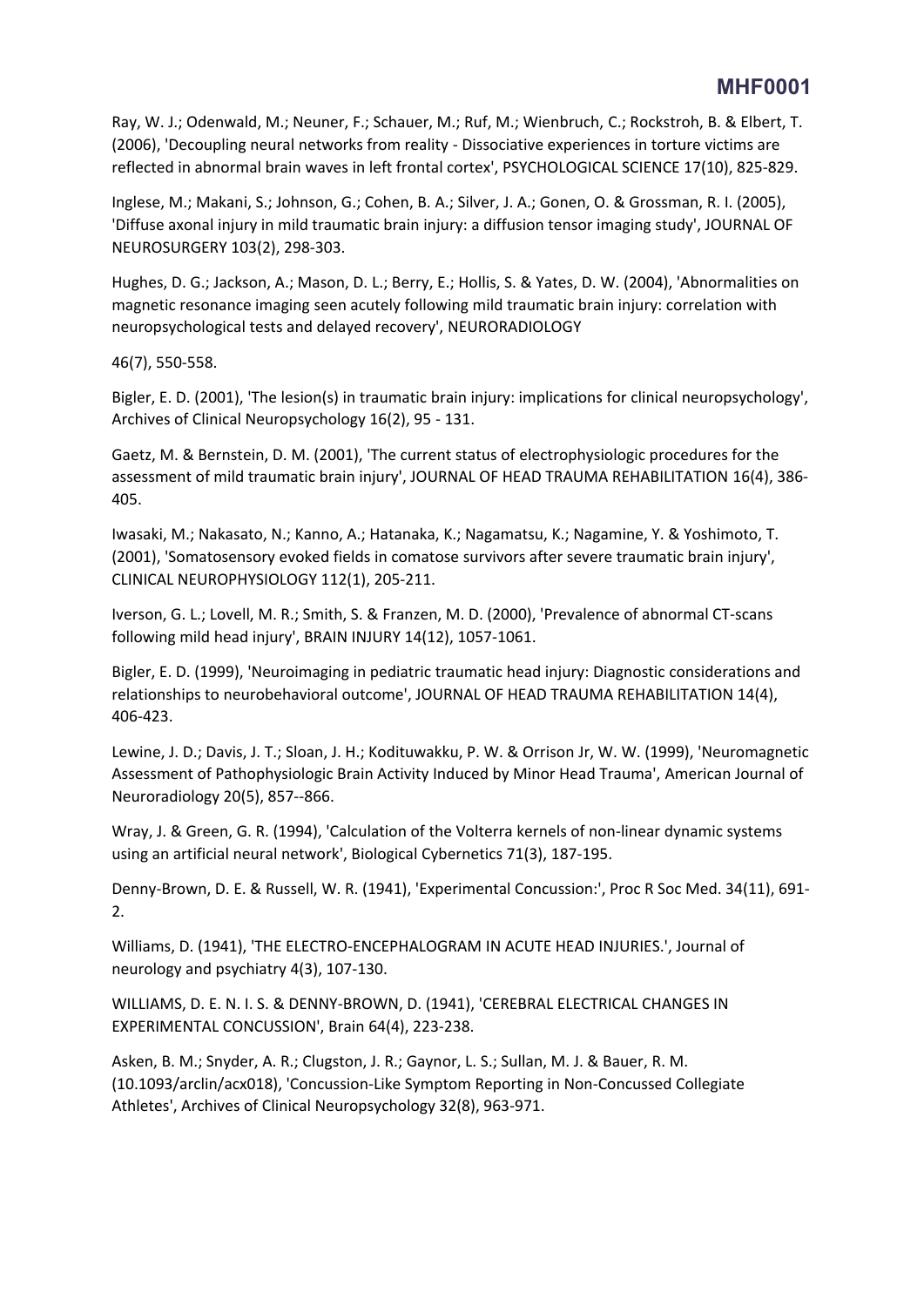Ray, W. J.; Odenwald, M.; Neuner, F.; Schauer, M.; Ruf, M.; Wienbruch, C.; Rockstroh, B. & Elbert, T. (2006), 'Decoupling neural networks from reality - Dissociative experiences in torture victims are reflected in abnormal brain waves in left frontal cortex', PSYCHOLOGICAL SCIENCE 17(10), 825-829.

Inglese, M.; Makani, S.; Johnson, G.; Cohen, B. A.; Silver, J. A.; Gonen, O. & Grossman, R. I. (2005), 'Diffuse axonal injury in mild traumatic brain injury: a diffusion tensor imaging study', JOURNAL OF NEUROSURGERY 103(2), 298-303.

Hughes, D. G.; Jackson, A.; Mason, D. L.; Berry, E.; Hollis, S. & Yates, D. W. (2004), 'Abnormalities on magnetic resonance imaging seen acutely following mild traumatic brain injury: correlation with neuropsychological tests and delayed recovery', NEURORADIOLOGY

46(7), 550-558.

Bigler, E. D. (2001), 'The lesion(s) in traumatic brain injury: implications for clinical neuropsychology', Archives of Clinical Neuropsychology 16(2), 95 - 131.

Gaetz, M. & Bernstein, D. M. (2001), 'The current status of electrophysiologic procedures for the assessment of mild traumatic brain injury', JOURNAL OF HEAD TRAUMA REHABILITATION 16(4), 386-405.

Iwasaki, M.; Nakasato, N.; Kanno, A.; Hatanaka, K.; Nagamatsu, K.; Nagamine, Y. & Yoshimoto, T. (2001), 'Somatosensory evoked fields in comatose survivors after severe traumatic brain injury', CLINICAL NEUROPHYSIOLOGY 112(1), 205-211.

Iverson, G. L.; Lovell, M. R.; Smith, S. & Franzen, M. D. (2000), 'Prevalence of abnormal CT-scans following mild head injury', BRAIN INJURY 14(12), 1057-1061.

Bigler, E. D. (1999), 'Neuroimaging in pediatric traumatic head injury: Diagnostic considerations and relationships to neurobehavioral outcome', JOURNAL OF HEAD TRAUMA REHABILITATION 14(4), 406-423.

Lewine, J. D.; Davis, J. T.; Sloan, J. H.; Kodituwakku, P. W. & Orrison Jr, W. W. (1999), 'Neuromagnetic Assessment of Pathophysiologic Brain Activity Induced by Minor Head Trauma', American Journal of Neuroradiology 20(5), 857--866.

Wray, J. & Green, G. R. (1994), 'Calculation of the Volterra kernels of non-linear dynamic systems using an artificial neural network', Biological Cybernetics 71(3), 187-195.

Denny-Brown, D. E. & Russell, W. R. (1941), 'Experimental Concussion:', Proc R Soc Med. 34(11), 691-2.

Williams, D. (1941), 'THE ELECTRO-ENCEPHALOGRAM IN ACUTE HEAD INJURIES.', Journal of neurology and psychiatry 4(3), 107-130.

WILLIAMS, D. E. N. I. S. & DENNY-BROWN, D. (1941), 'CEREBRAL ELECTRICAL CHANGES IN EXPERIMENTAL CONCUSSION', Brain 64(4), 223-238.

Asken, B. M.; Snyder, A. R.; Clugston, J. R.; Gaynor, L. S.; Sullan, M. J. & Bauer, R. M. (10.1093/arclin/acx018), 'Concussion-Like Symptom Reporting in Non-Concussed Collegiate Athletes', Archives of Clinical Neuropsychology 32(8), 963-971.